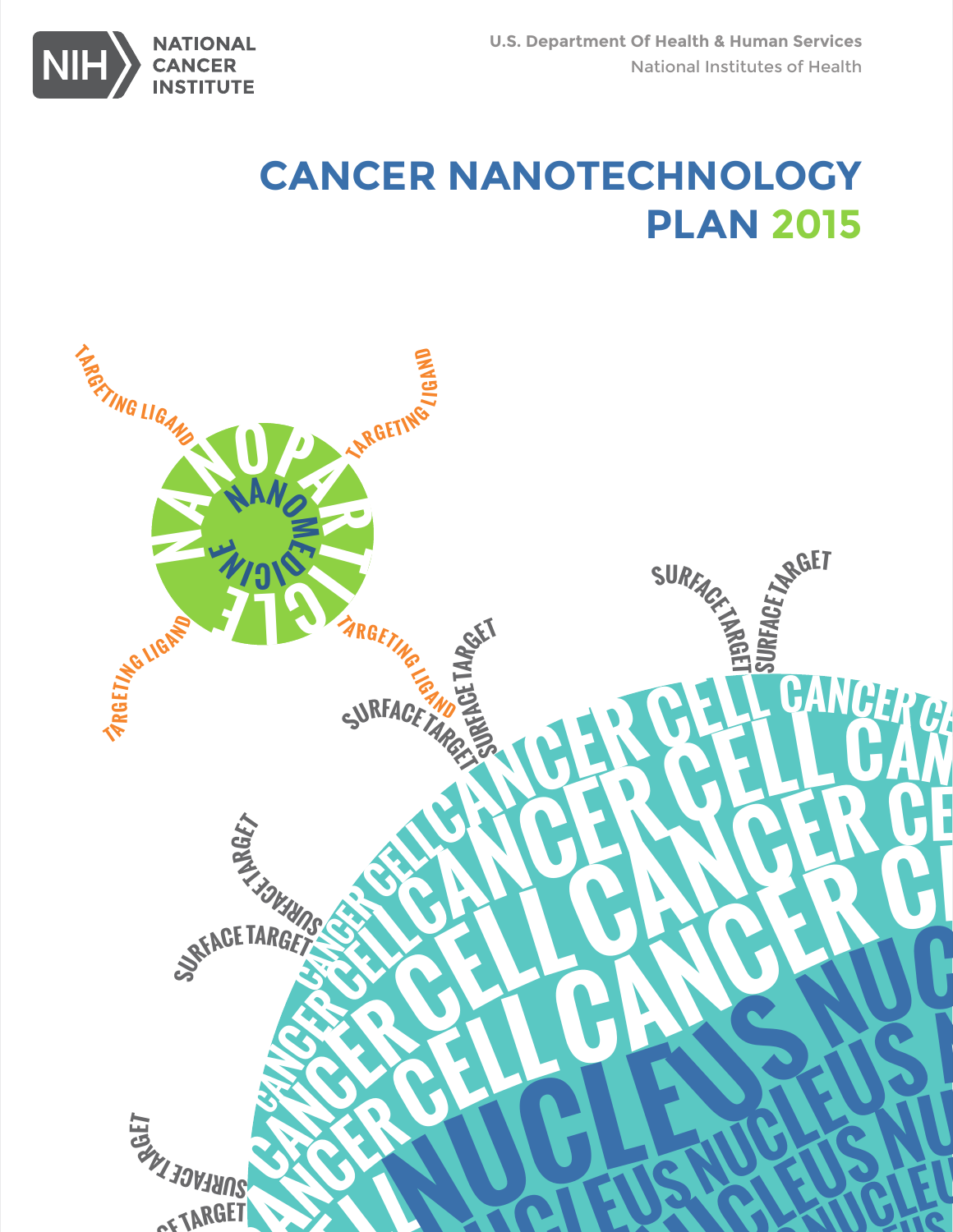NIH NATIONAL CANCER INSTITUTE

U.S. Department Of Health & Human Services
National Institutes of Health

# CANCER NANOTECHNOLOGY PLAN 2015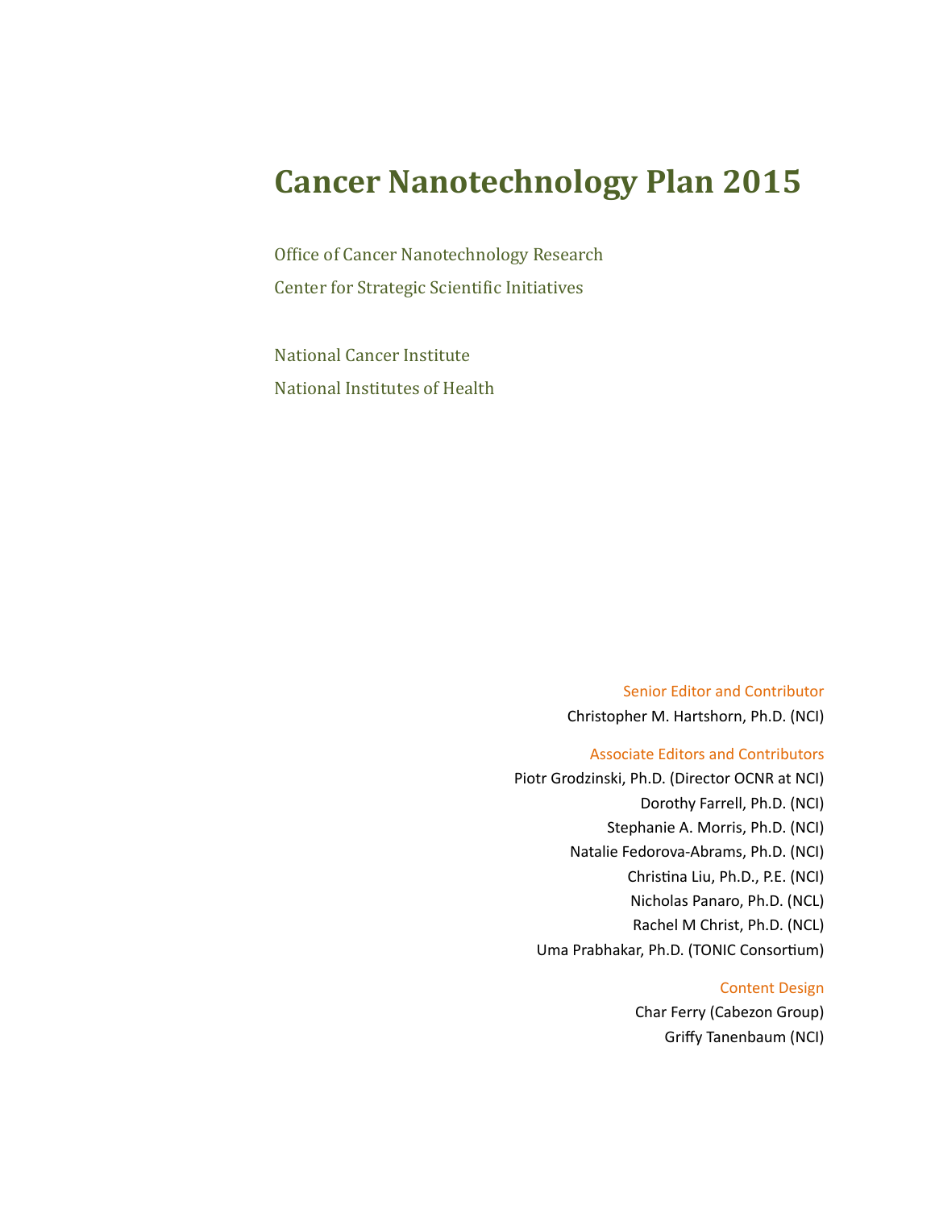# Cancer Nanotechnology Plan 2015

Office of Cancer Nanotechnology Research

Center for Strategic Scientific Initiatives

National Cancer Institute

National Institutes of Health

Senior Editor and Contributor

Christopher M. Hartshorn, Ph.D. (NCI)

Associate Editors and Contributors

Piotr Grodzinski, Ph.D. (Director OCNR at NCI)

Dorothy Farrell, Ph.D. (NCI)

Stephanie A. Morris, Ph.D. (NCI)

Natalie Fedorova-Abrams, Ph.D. (NCI)

Christina Liu, Ph.D., P.E. (NCI)

Nicholas Panaro, Ph.D. (NCL)

Rachel M Christ, Ph.D. (NCL)

Uma Prabhakar, Ph.D. (TONIC Consortium)

Content Design

Char Ferry (Cabezon Group)

Griffy Tanenbaum (NCI)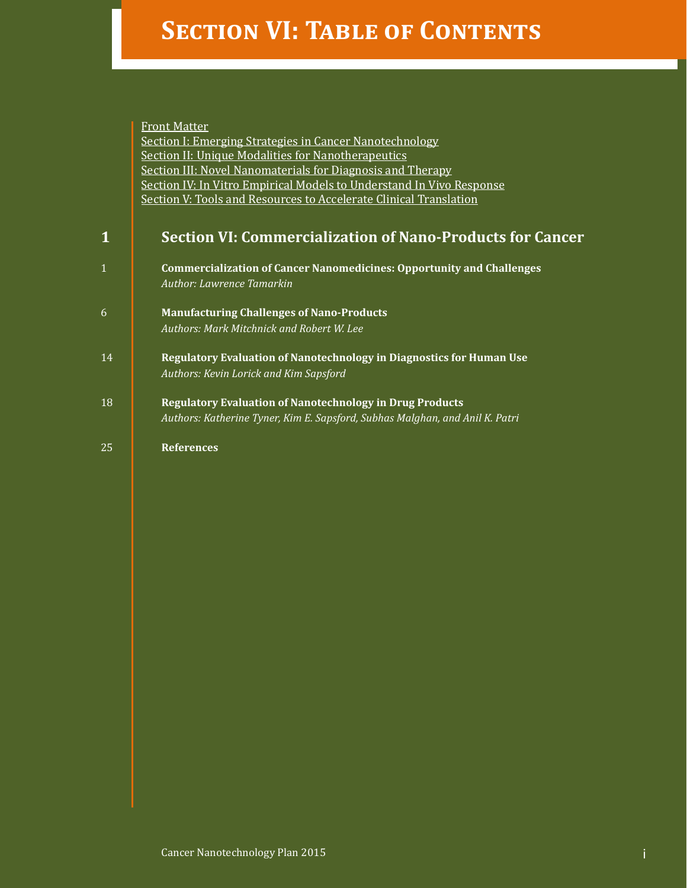# Section VI: Table of Contents

Front Matter
Section I: Emerging Strategies in Cancer Nanotechnology
Section II: Unique Modalities for Nanotherapeutics
Section III: Novel Nanomaterials for Diagnosis and Therapy
Section IV: In Vitro Empirical Models to Understand In Vivo Response
Section V: Tools and Resources to Accelerate Clinical Translation

**1 Section VI: Commercialization of Nano-Products for Cancer**

1 **Commercialization of Cancer Nanomedicines: Opportunity and Challenges**
*Author: Lawrence Tamarkin*

6 **Manufacturing Challenges of Nano-Products**
*Authors: Mark Mitchnick and Robert W. Lee*

14 **Regulatory Evaluation of Nanotechnology in Diagnostics for Human Use**
*Authors: Kevin Lorick and Kim Sapsford*

18 **Regulatory Evaluation of Nanotechnology in Drug Products**
*Authors: Katherine Tyner, Kim E. Sapsford, Subhas Malghan, and Anil K. Patri*

25 **References**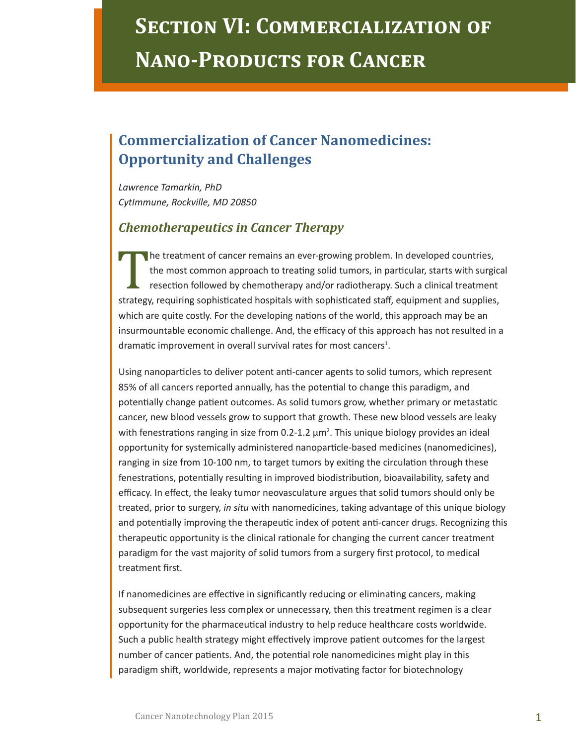# Section VI: Commercialization of Nano-Products for Cancer

## Commercialization of Cancer Nanomedicines: Opportunity and Challenges

*Lawrence Tamarkin, PhD*
*CytImmune, Rockville, MD 20850*

### *Chemotherapeutics in Cancer Therapy*

The treatment of cancer remains an ever-growing problem. In developed countries, the most common approach to treating solid tumors, in particular, starts with surgical resection followed by chemotherapy and/or radiotherapy. Such a clinical treatment strategy, requiring sophisticated hospitals with sophisticated staff, equipment and supplies, which are quite costly. For the developing nations of the world, this approach may be an insurmountable economic challenge. And, the efficacy of this approach has not resulted in a dramatic improvement in overall survival rates for most cancers[1].

Using nanoparticles to deliver potent anti-cancer agents to solid tumors, which represent 85% of all cancers reported annually, has the potential to change this paradigm, and potentially change patient outcomes. As solid tumors grow, whether primary or metastatic cancer, new blood vessels grow to support that growth. These new blood vessels are leaky with fenestrations ranging in size from 0.2-1.2 µm[2]. This unique biology provides an ideal opportunity for systemically administered nanoparticle-based medicines (nanomedicines), ranging in size from 10-100 nm, to target tumors by exiting the circulation through these fenestrations, potentially resulting in improved biodistribution, bioavailability, safety and efficacy. In effect, the leaky tumor neovasculature argues that solid tumors should only be treated, prior to surgery, *in situ* with nanomedicines, taking advantage of this unique biology and potentially improving the therapeutic index of potent anti-cancer drugs. Recognizing this therapeutic opportunity is the clinical rationale for changing the current cancer treatment paradigm for the vast majority of solid tumors from a surgery first protocol, to medical treatment first.

If nanomedicines are effective in significantly reducing or eliminating cancers, making subsequent surgeries less complex or unnecessary, then this treatment regimen is a clear opportunity for the pharmaceutical industry to help reduce healthcare costs worldwide. Such a public health strategy might effectively improve patient outcomes for the largest number of cancer patients. And, the potential role nanomedicines might play in this paradigm shift, worldwide, represents a major motivating factor for biotechnology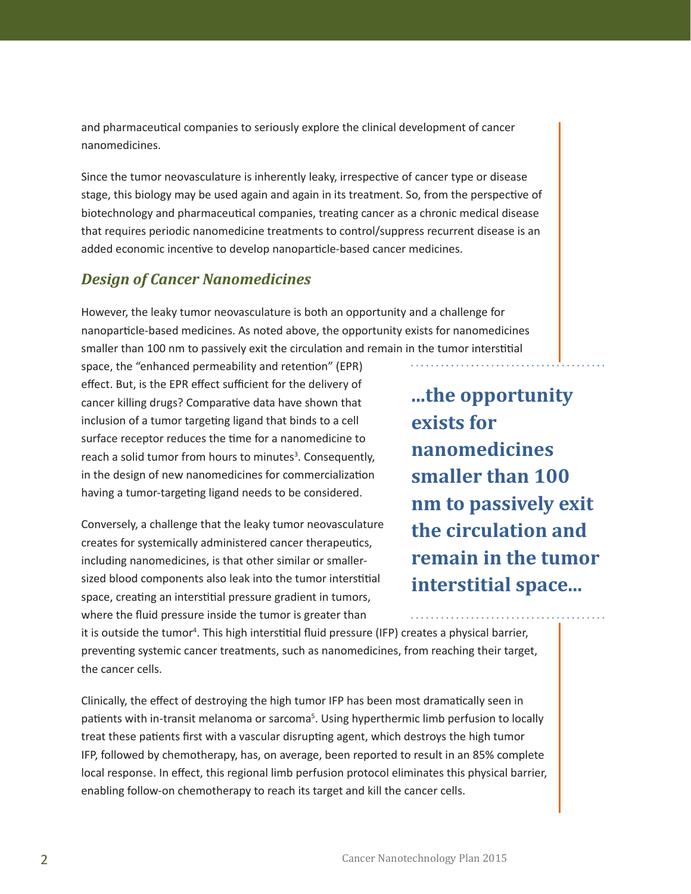and pharmaceutical companies to seriously explore the clinical development of cancer nanomedicines.

Since the tumor neovasculature is inherently leaky, irrespective of cancer type or disease stage, this biology may be used again and again in its treatment. So, from the perspective of biotechnology and pharmaceutical companies, treating cancer as a chronic medical disease that requires periodic nanomedicine treatments to control/suppress recurrent disease is an added economic incentive to develop nanoparticle-based cancer medicines.

### *Design of Cancer Nanomedicines*

However, the leaky tumor neovasculature is both an opportunity and a challenge for nanoparticle-based medicines. As noted above, the opportunity exists for nanomedicines smaller than 100 nm to passively exit the circulation and remain in the tumor interstitial space, the "enhanced permeability and retention" (EPR) effect. But, is the EPR effect sufficient for the delivery of cancer killing drugs? Comparative data have shown that inclusion of a tumor targeting ligand that binds to a cell surface receptor reduces the time for a nanomedicine to reach a solid tumor from hours to minutes[3]. Consequently, in the design of new nanomedicines for commercialization having a tumor-targeting ligand needs to be considered.

> **...the opportunity exists for nanomedicines smaller than 100 nm to passively exit the circulation and remain in the tumor interstitial space...**

Conversely, a challenge that the leaky tumor neovasculature creates for systemically administered cancer therapeutics, including nanomedicines, is that other similar or smaller-sized blood components also leak into the tumor interstitial space, creating an interstitial pressure gradient in tumors, where the fluid pressure inside the tumor is greater than it is outside the tumor[4]. This high interstitial fluid pressure (IFP) creates a physical barrier, preventing systemic cancer treatments, such as nanomedicines, from reaching their target, the cancer cells.

Clinically, the effect of destroying the high tumor IFP has been most dramatically seen in patients with in-transit melanoma or sarcoma[5]. Using hyperthermic limb perfusion to locally treat these patients first with a vascular disrupting agent, which destroys the high tumor IFP, followed by chemotherapy, has, on average, been reported to result in an 85% complete local response. In effect, this regional limb perfusion protocol eliminates this physical barrier, enabling follow-on chemotherapy to reach its target and kill the cancer cells.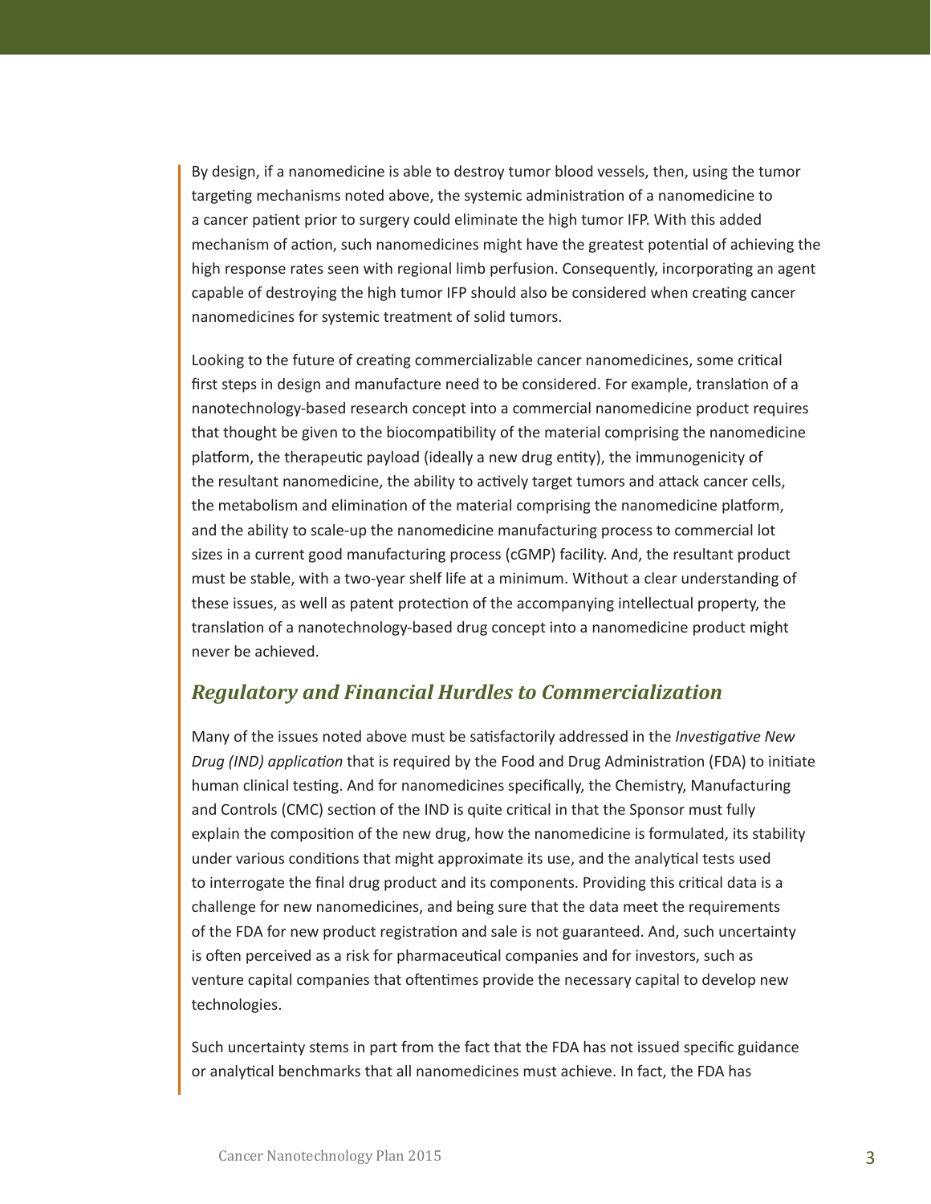By design, if a nanomedicine is able to destroy tumor blood vessels, then, using the tumor targeting mechanisms noted above, the systemic administration of a nanomedicine to a cancer patient prior to surgery could eliminate the high tumor IFP. With this added mechanism of action, such nanomedicines might have the greatest potential of achieving the high response rates seen with regional limb perfusion. Consequently, incorporating an agent capable of destroying the high tumor IFP should also be considered when creating cancer nanomedicines for systemic treatment of solid tumors.

Looking to the future of creating commercializable cancer nanomedicines, some critical first steps in design and manufacture need to be considered. For example, translation of a nanotechnology-based research concept into a commercial nanomedicine product requires that thought be given to the biocompatibility of the material comprising the nanomedicine platform, the therapeutic payload (ideally a new drug entity), the immunogenicity of the resultant nanomedicine, the ability to actively target tumors and attack cancer cells, the metabolism and elimination of the material comprising the nanomedicine platform, and the ability to scale-up the nanomedicine manufacturing process to commercial lot sizes in a current good manufacturing process (cGMP) facility. And, the resultant product must be stable, with a two-year shelf life at a minimum. Without a clear understanding of these issues, as well as patent protection of the accompanying intellectual property, the translation of a nanotechnology-based drug concept into a nanomedicine product might never be achieved.

## *Regulatory and Financial Hurdles to Commercialization*

Many of the issues noted above must be satisfactorily addressed in the *Investigative New Drug (IND) application* that is required by the Food and Drug Administration (FDA) to initiate human clinical testing. And for nanomedicines specifically, the Chemistry, Manufacturing and Controls (CMC) section of the IND is quite critical in that the Sponsor must fully explain the composition of the new drug, how the nanomedicine is formulated, its stability under various conditions that might approximate its use, and the analytical tests used to interrogate the final drug product and its components. Providing this critical data is a challenge for new nanomedicines, and being sure that the data meet the requirements of the FDA for new product registration and sale is not guaranteed. And, such uncertainty is often perceived as a risk for pharmaceutical companies and for investors, such as venture capital companies that oftentimes provide the necessary capital to develop new technologies.

Such uncertainty stems in part from the fact that the FDA has not issued specific guidance or analytical benchmarks that all nanomedicines must achieve. In fact, the FDA has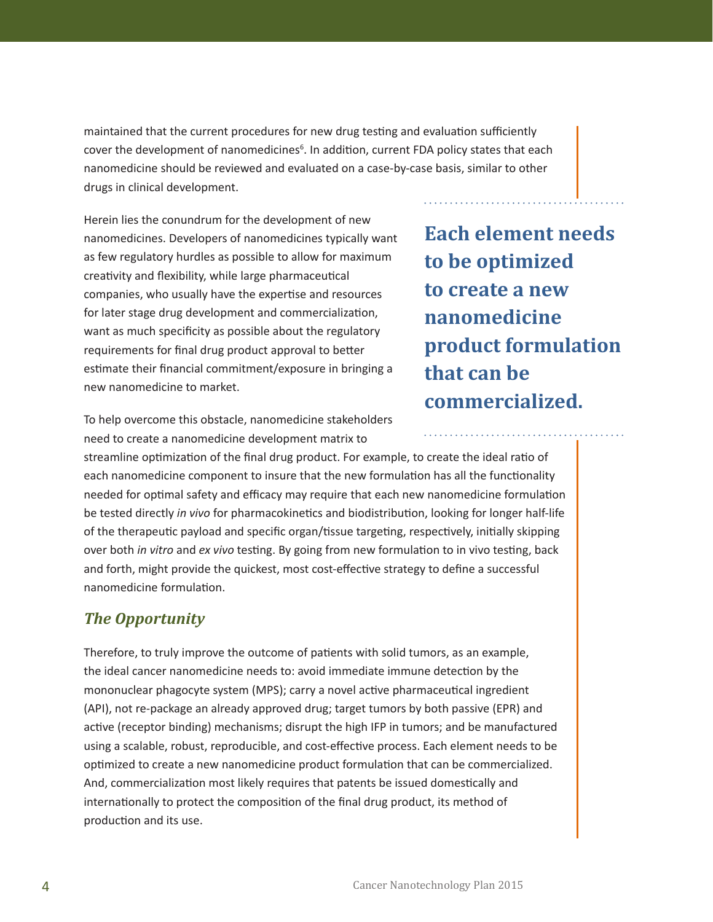maintained that the current procedures for new drug testing and evaluation sufficiently cover the development of nanomedicines[6]. In addition, current FDA policy states that each nanomedicine should be reviewed and evaluated on a case-by-case basis, similar to other drugs in clinical development.

Herein lies the conundrum for the development of new nanomedicines. Developers of nanomedicines typically want as few regulatory hurdles as possible to allow for maximum creativity and flexibility, while large pharmaceutical companies, who usually have the expertise and resources for later stage drug development and commercialization, want as much specificity as possible about the regulatory requirements for final drug product approval to better estimate their financial commitment/exposure in bringing a new nanomedicine to market.

**Each element needs to be optimized to create a new nanomedicine product formulation that can be commercialized.**

To help overcome this obstacle, nanomedicine stakeholders need to create a nanomedicine development matrix to streamline optimization of the final drug product. For example, to create the ideal ratio of each nanomedicine component to insure that the new formulation has all the functionality needed for optimal safety and efficacy may require that each new nanomedicine formulation be tested directly *in vivo* for pharmacokinetics and biodistribution, looking for longer half-life of the therapeutic payload and specific organ/tissue targeting, respectively, initially skipping over both *in vitro* and *ex vivo* testing. By going from new formulation to in vivo testing, back and forth, might provide the quickest, most cost-effective strategy to define a successful nanomedicine formulation.

### *The Opportunity*

Therefore, to truly improve the outcome of patients with solid tumors, as an example, the ideal cancer nanomedicine needs to: avoid immediate immune detection by the mononuclear phagocyte system (MPS); carry a novel active pharmaceutical ingredient (API), not re-package an already approved drug; target tumors by both passive (EPR) and active (receptor binding) mechanisms; disrupt the high IFP in tumors; and be manufactured using a scalable, robust, reproducible, and cost-effective process. Each element needs to be optimized to create a new nanomedicine product formulation that can be commercialized. And, commercialization most likely requires that patents be issued domestically and internationally to protect the composition of the final drug product, its method of production and its use.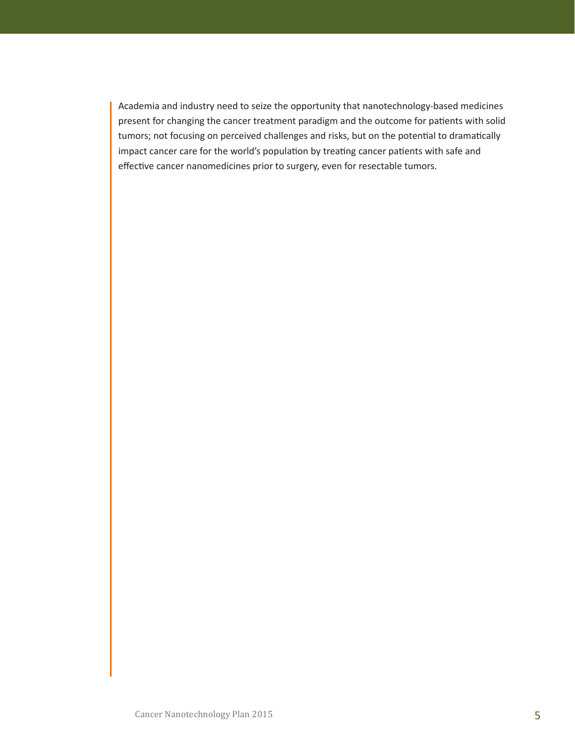Academia and industry need to seize the opportunity that nanotechnology-based medicines present for changing the cancer treatment paradigm and the outcome for patients with solid tumors; not focusing on perceived challenges and risks, but on the potential to dramatically impact cancer care for the world's population by treating cancer patients with safe and effective cancer nanomedicines prior to surgery, even for resectable tumors.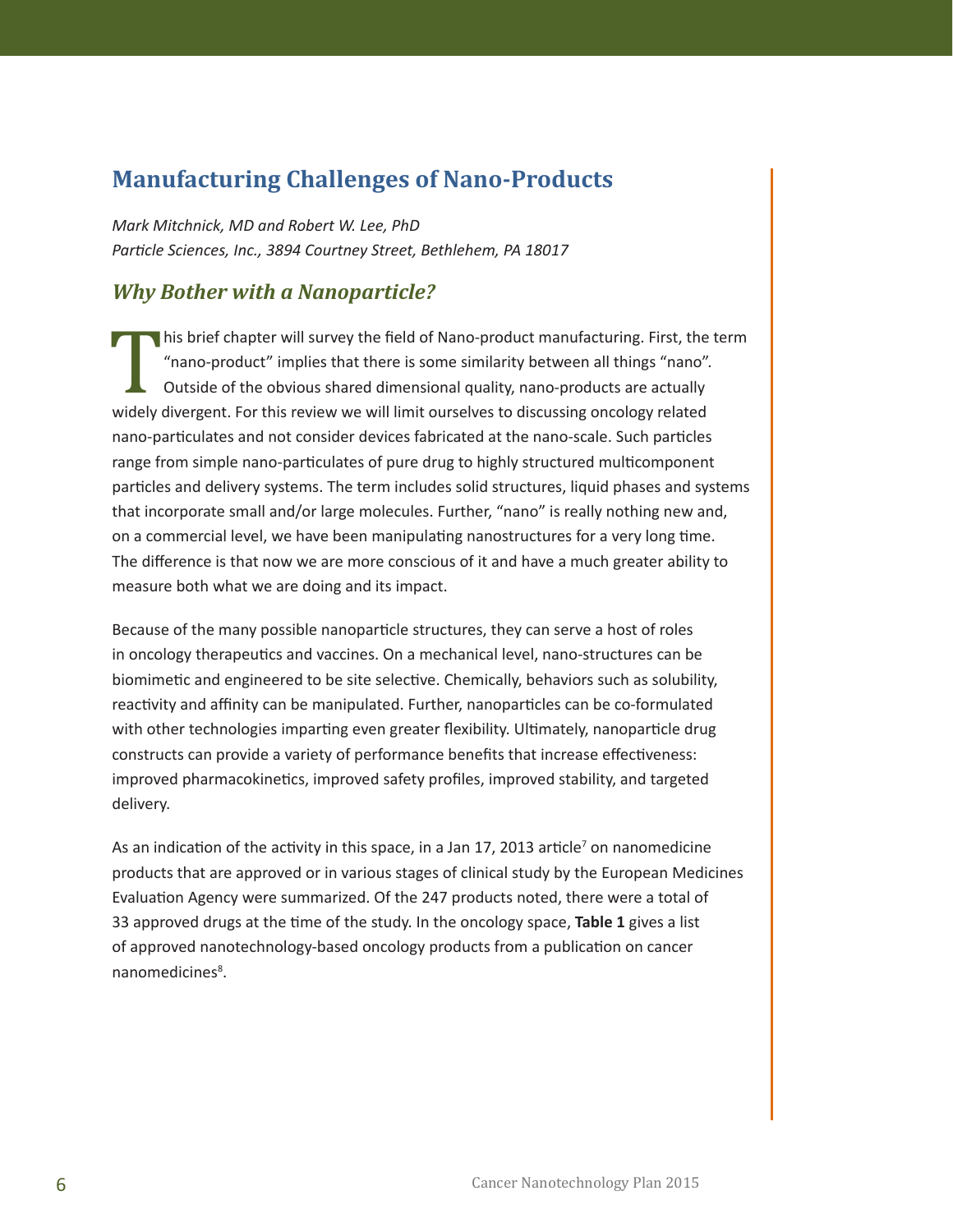## Manufacturing Challenges of Nano-Products

*Mark Mitchnick, MD and Robert W. Lee, PhD*
*Particle Sciences, Inc., 3894 Courtney Street, Bethlehem, PA 18017*

### *Why Bother with a Nanoparticle?*

This brief chapter will survey the field of Nano-product manufacturing. First, the term "nano-product" implies that there is some similarity between all things "nano". Outside of the obvious shared dimensional quality, nano-products are actually widely divergent. For this review we will limit ourselves to discussing oncology related nano-particulates and not consider devices fabricated at the nano-scale. Such particles range from simple nano-particulates of pure drug to highly structured multicomponent particles and delivery systems. The term includes solid structures, liquid phases and systems that incorporate small and/or large molecules. Further, "nano" is really nothing new and, on a commercial level, we have been manipulating nanostructures for a very long time. The difference is that now we are more conscious of it and have a much greater ability to measure both what we are doing and its impact.

Because of the many possible nanoparticle structures, they can serve a host of roles in oncology therapeutics and vaccines. On a mechanical level, nano-structures can be biomimetic and engineered to be site selective. Chemically, behaviors such as solubility, reactivity and affinity can be manipulated. Further, nanoparticles can be co-formulated with other technologies imparting even greater flexibility. Ultimately, nanoparticle drug constructs can provide a variety of performance benefits that increase effectiveness: improved pharmacokinetics, improved safety profiles, improved stability, and targeted delivery.

As an indication of the activity in this space, in a Jan 17, 2013 article[7] on nanomedicine products that are approved or in various stages of clinical study by the European Medicines Evaluation Agency were summarized. Of the 247 products noted, there were a total of 33 approved drugs at the time of the study. In the oncology space, **Table 1** gives a list of approved nanotechnology-based oncology products from a publication on cancer nanomedicines[8].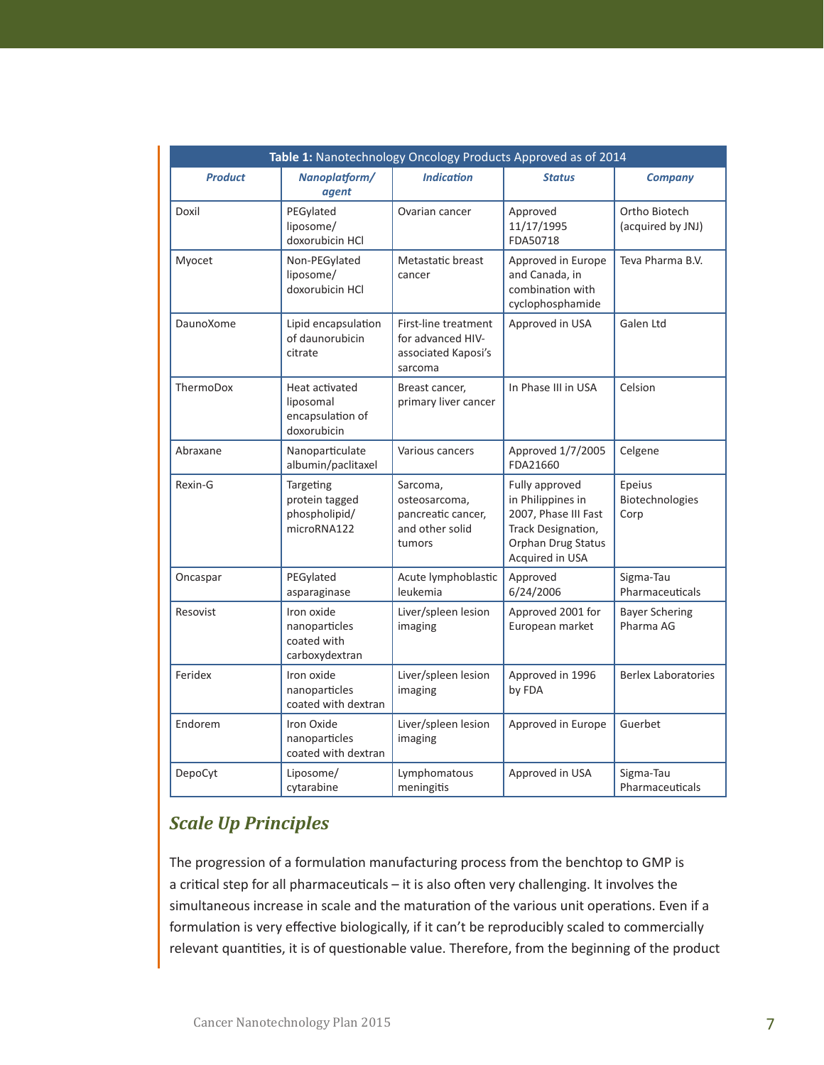**Table 1:** Nanotechnology Oncology Products Approved as of 2014

| Product | Nanoplatform/ agent | Indication | Status | Company |
|---|---|---|---|---|
| Doxil | PEGylated liposome/ doxorubicin HCl | Ovarian cancer | Approved 11/17/1995 FDA50718 | Ortho Biotech (acquired by JNJ) |
| Myocet | Non-PEGylated liposome/ doxorubicin HCl | Metastatic breast cancer | Approved in Europe and Canada, in combination with cyclophosphamide | Teva Pharma B.V. |
| DaunoXome | Lipid encapsulation of daunorubicin citrate | First-line treatment for advanced HIV-associated Kaposi's sarcoma | Approved in USA | Galen Ltd |
| ThermoDox | Heat activated liposomal encapsulation of doxorubicin | Breast cancer, primary liver cancer | In Phase III in USA | Celsion |
| Abraxane | Nanoparticulate albumin/paclitaxel | Various cancers | Approved 1/7/2005 FDA21660 | Celgene |
| Rexin-G | Targeting protein tagged phospholipid/ microRNA122 | Sarcoma, osteosarcoma, pancreatic cancer, and other solid tumors | Fully approved in Philippines in 2007, Phase III Fast Track Designation, Orphan Drug Status Acquired in USA | Epeius Biotechnologies Corp |
| Oncaspar | PEGylated asparaginase | Acute lymphoblastic leukemia | Approved 6/24/2006 | Sigma-Tau Pharmaceuticals |
| Resovist | Iron oxide nanoparticles coated with carboxydextran | Liver/spleen lesion imaging | Approved 2001 for European market | Bayer Schering Pharma AG |
| Feridex | Iron oxide nanoparticles coated with dextran | Liver/spleen lesion imaging | Approved in 1996 by FDA | Berlex Laboratories |
| Endorem | Iron Oxide nanoparticles coated with dextran | Liver/spleen lesion imaging | Approved in Europe | Guerbet |
| DepoCyt | Liposome/ cytarabine | Lymphomatous meningitis | Approved in USA | Sigma-Tau Pharmaceuticals |

## *Scale Up Principles*

The progression of a formulation manufacturing process from the benchtop to GMP is a critical step for all pharmaceuticals – it is also often very challenging. It involves the simultaneous increase in scale and the maturation of the various unit operations. Even if a formulation is very effective biologically, if it can't be reproducibly scaled to commercially relevant quantities, it is of questionable value. Therefore, from the beginning of the product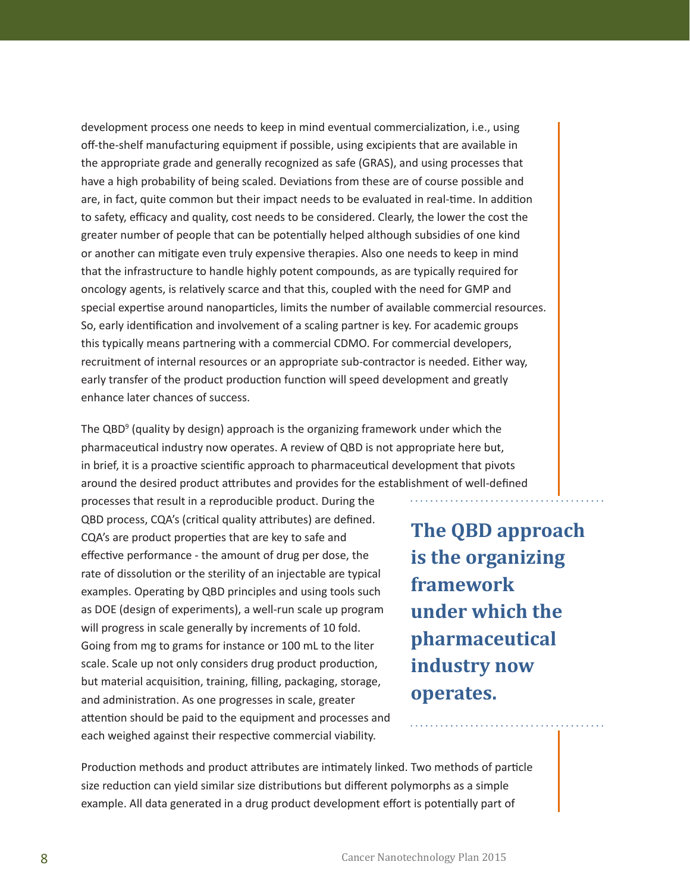development process one needs to keep in mind eventual commercialization, i.e., using off-the-shelf manufacturing equipment if possible, using excipients that are available in the appropriate grade and generally recognized as safe (GRAS), and using processes that have a high probability of being scaled. Deviations from these are of course possible and are, in fact, quite common but their impact needs to be evaluated in real-time. In addition to safety, efficacy and quality, cost needs to be considered. Clearly, the lower the cost the greater number of people that can be potentially helped although subsidies of one kind or another can mitigate even truly expensive therapies. Also one needs to keep in mind that the infrastructure to handle highly potent compounds, as are typically required for oncology agents, is relatively scarce and that this, coupled with the need for GMP and special expertise around nanoparticles, limits the number of available commercial resources. So, early identification and involvement of a scaling partner is key. For academic groups this typically means partnering with a commercial CDMO. For commercial developers, recruitment of internal resources or an appropriate sub-contractor is needed. Either way, early transfer of the product production function will speed development and greatly enhance later chances of success.

The QBD[9] (quality by design) approach is the organizing framework under which the pharmaceutical industry now operates. A review of QBD is not appropriate here but, in brief, it is a proactive scientific approach to pharmaceutical development that pivots around the desired product attributes and provides for the establishment of well-defined processes that result in a reproducible product. During the QBD process, CQA's (critical quality attributes) are defined. CQA's are product properties that are key to safe and effective performance - the amount of drug per dose, the rate of dissolution or the sterility of an injectable are typical examples. Operating by QBD principles and using tools such as DOE (design of experiments), a well-run scale up program will progress in scale generally by increments of 10 fold. Going from mg to grams for instance or 100 mL to the liter scale. Scale up not only considers drug product production, but material acquisition, training, filling, packaging, storage, and administration. As one progresses in scale, greater attention should be paid to the equipment and processes and each weighed against their respective commercial viability.

**The QBD approach is the organizing framework under which the pharmaceutical industry now operates.**

Production methods and product attributes are intimately linked. Two methods of particle size reduction can yield similar size distributions but different polymorphs as a simple example. All data generated in a drug product development effort is potentially part of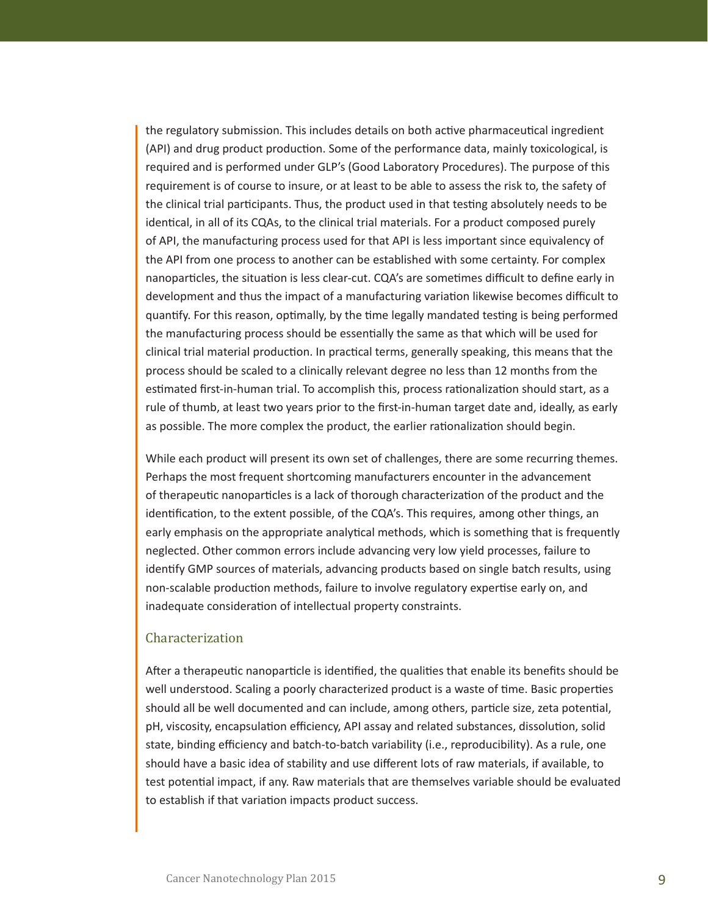the regulatory submission. This includes details on both active pharmaceutical ingredient (API) and drug product production. Some of the performance data, mainly toxicological, is required and is performed under GLP's (Good Laboratory Procedures). The purpose of this requirement is of course to insure, or at least to be able to assess the risk to, the safety of the clinical trial participants. Thus, the product used in that testing absolutely needs to be identical, in all of its CQAs, to the clinical trial materials. For a product composed purely of API, the manufacturing process used for that API is less important since equivalency of the API from one process to another can be established with some certainty. For complex nanoparticles, the situation is less clear-cut. CQA's are sometimes difficult to define early in development and thus the impact of a manufacturing variation likewise becomes difficult to quantify. For this reason, optimally, by the time legally mandated testing is being performed the manufacturing process should be essentially the same as that which will be used for clinical trial material production. In practical terms, generally speaking, this means that the process should be scaled to a clinically relevant degree no less than 12 months from the estimated first-in-human trial. To accomplish this, process rationalization should start, as a rule of thumb, at least two years prior to the first-in-human target date and, ideally, as early as possible. The more complex the product, the earlier rationalization should begin.

While each product will present its own set of challenges, there are some recurring themes. Perhaps the most frequent shortcoming manufacturers encounter in the advancement of therapeutic nanoparticles is a lack of thorough characterization of the product and the identification, to the extent possible, of the CQA's. This requires, among other things, an early emphasis on the appropriate analytical methods, which is something that is frequently neglected. Other common errors include advancing very low yield processes, failure to identify GMP sources of materials, advancing products based on single batch results, using non-scalable production methods, failure to involve regulatory expertise early on, and inadequate consideration of intellectual property constraints.

## Characterization

After a therapeutic nanoparticle is identified, the qualities that enable its benefits should be well understood. Scaling a poorly characterized product is a waste of time. Basic properties should all be well documented and can include, among others, particle size, zeta potential, pH, viscosity, encapsulation efficiency, API assay and related substances, dissolution, solid state, binding efficiency and batch-to-batch variability (i.e., reproducibility). As a rule, one should have a basic idea of stability and use different lots of raw materials, if available, to test potential impact, if any. Raw materials that are themselves variable should be evaluated to establish if that variation impacts product success.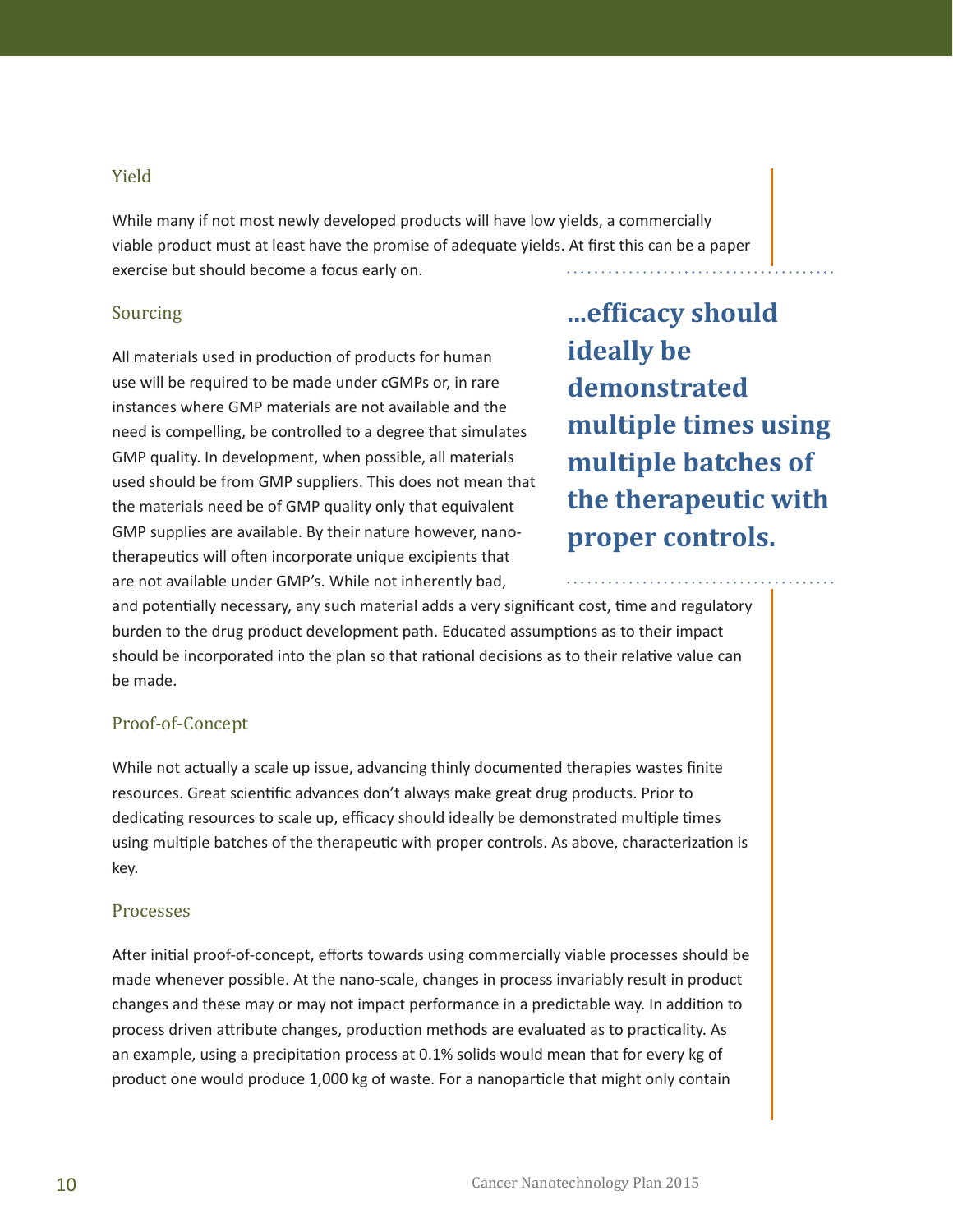### Yield

While many if not most newly developed products will have low yields, a commercially viable product must at least have the promise of adequate yields. At first this can be a paper exercise but should become a focus early on.

### Sourcing

All materials used in production of products for human use will be required to be made under cGMPs or, in rare instances where GMP materials are not available and the need is compelling, be controlled to a degree that simulates GMP quality. In development, when possible, all materials used should be from GMP suppliers. This does not mean that the materials need be of GMP quality only that equivalent GMP supplies are available. By their nature however, nano-therapeutics will often incorporate unique excipients that are not available under GMP's. While not inherently bad, and potentially necessary, any such material adds a very significant cost, time and regulatory burden to the drug product development path. Educated assumptions as to their impact should be incorporated into the plan so that rational decisions as to their relative value can be made.

**...efficacy should ideally be demonstrated multiple times using multiple batches of the therapeutic with proper controls.**

### Proof-of-Concept

While not actually a scale up issue, advancing thinly documented therapies wastes finite resources. Great scientific advances don't always make great drug products. Prior to dedicating resources to scale up, efficacy should ideally be demonstrated multiple times using multiple batches of the therapeutic with proper controls. As above, characterization is key.

### Processes

After initial proof-of-concept, efforts towards using commercially viable processes should be made whenever possible. At the nano-scale, changes in process invariably result in product changes and these may or may not impact performance in a predictable way. In addition to process driven attribute changes, production methods are evaluated as to practicality. As an example, using a precipitation process at 0.1% solids would mean that for every kg of product one would produce 1,000 kg of waste. For a nanoparticle that might only contain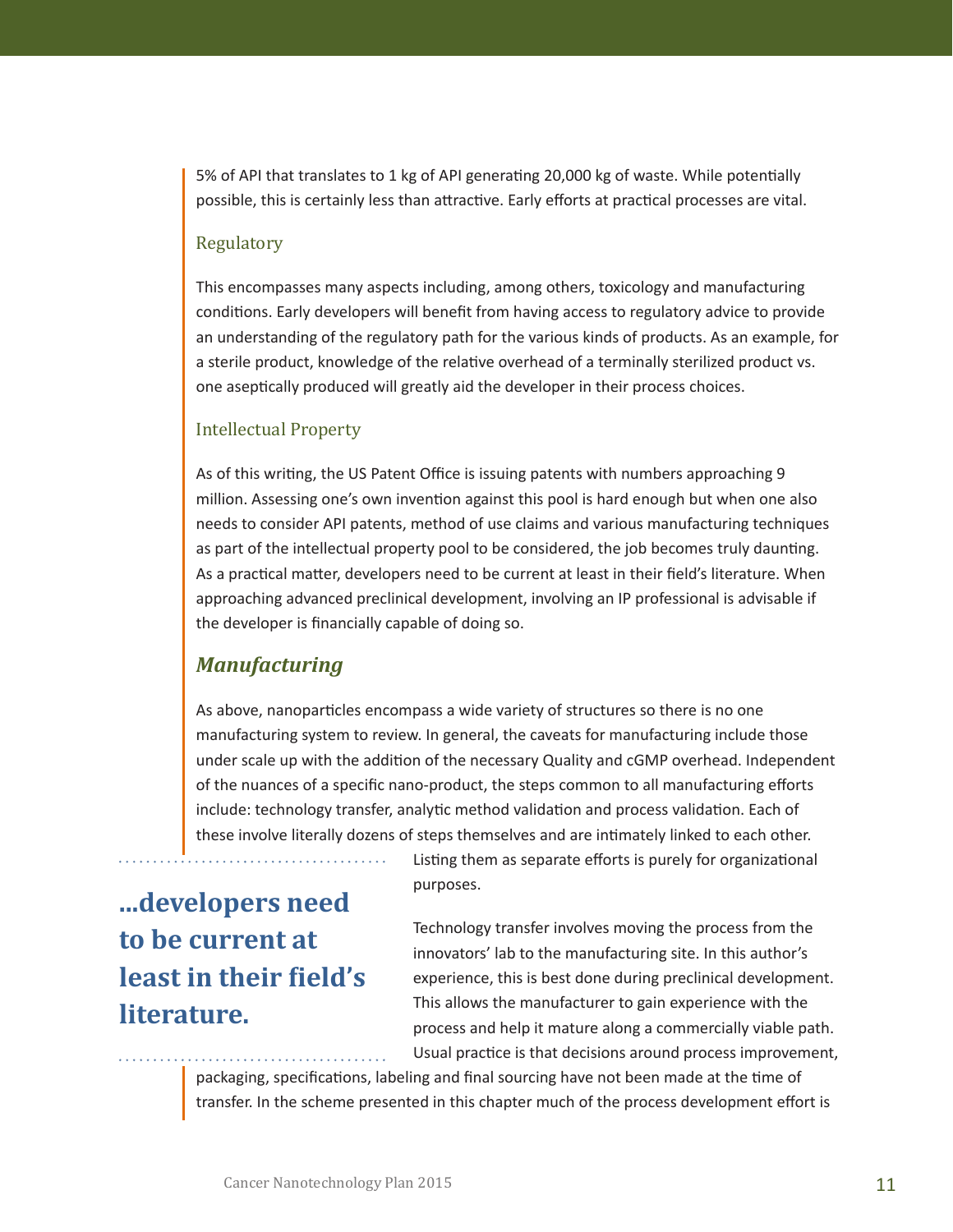5% of API that translates to 1 kg of API generating 20,000 kg of waste. While potentially possible, this is certainly less than attractive. Early efforts at practical processes are vital.

### Regulatory

This encompasses many aspects including, among others, toxicology and manufacturing conditions. Early developers will benefit from having access to regulatory advice to provide an understanding of the regulatory path for the various kinds of products. As an example, for a sterile product, knowledge of the relative overhead of a terminally sterilized product vs. one aseptically produced will greatly aid the developer in their process choices.

### Intellectual Property

As of this writing, the US Patent Office is issuing patents with numbers approaching 9 million. Assessing one's own invention against this pool is hard enough but when one also needs to consider API patents, method of use claims and various manufacturing techniques as part of the intellectual property pool to be considered, the job becomes truly daunting. As a practical matter, developers need to be current at least in their field's literature. When approaching advanced preclinical development, involving an IP professional is advisable if the developer is financially capable of doing so.

## *Manufacturing*

As above, nanoparticles encompass a wide variety of structures so there is no one manufacturing system to review. In general, the caveats for manufacturing include those under scale up with the addition of the necessary Quality and cGMP overhead. Independent of the nuances of a specific nano-product, the steps common to all manufacturing efforts include: technology transfer, analytic method validation and process validation. Each of these involve literally dozens of steps themselves and are intimately linked to each other. Listing them as separate efforts is purely for organizational purposes.

> **...developers need to be current at least in their field's literature.**

Technology transfer involves moving the process from the innovators' lab to the manufacturing site. In this author's experience, this is best done during preclinical development. This allows the manufacturer to gain experience with the process and help it mature along a commercially viable path. Usual practice is that decisions around process improvement, packaging, specifications, labeling and final sourcing have not been made at the time of transfer. In the scheme presented in this chapter much of the process development effort is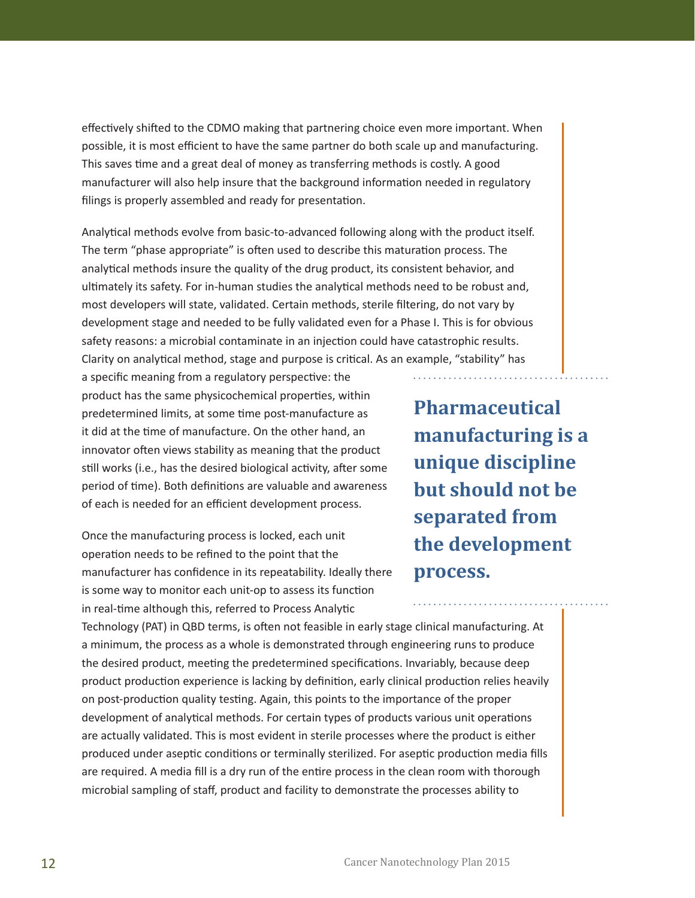effectively shifted to the CDMO making that partnering choice even more important. When possible, it is most efficient to have the same partner do both scale up and manufacturing. This saves time and a great deal of money as transferring methods is costly. A good manufacturer will also help insure that the background information needed in regulatory filings is properly assembled and ready for presentation.

Analytical methods evolve from basic-to-advanced following along with the product itself. The term "phase appropriate" is often used to describe this maturation process. The analytical methods insure the quality of the drug product, its consistent behavior, and ultimately its safety. For in-human studies the analytical methods need to be robust and, most developers will state, validated. Certain methods, sterile filtering, do not vary by development stage and needed to be fully validated even for a Phase I. This is for obvious safety reasons: a microbial contaminate in an injection could have catastrophic results. Clarity on analytical method, stage and purpose is critical. As an example, "stability" has a specific meaning from a regulatory perspective: the product has the same physicochemical properties, within predetermined limits, at some time post-manufacture as it did at the time of manufacture. On the other hand, an innovator often views stability as meaning that the product still works (i.e., has the desired biological activity, after some period of time). Both definitions are valuable and awareness of each is needed for an efficient development process.

> **Pharmaceutical manufacturing is a unique discipline but should not be separated from the development process.**

Once the manufacturing process is locked, each unit operation needs to be refined to the point that the manufacturer has confidence in its repeatability. Ideally there is some way to monitor each unit-op to assess its function in real-time although this, referred to Process Analytic Technology (PAT) in QBD terms, is often not feasible in early stage clinical manufacturing. At a minimum, the process as a whole is demonstrated through engineering runs to produce the desired product, meeting the predetermined specifications. Invariably, because deep product production experience is lacking by definition, early clinical production relies heavily on post-production quality testing. Again, this points to the importance of the proper development of analytical methods. For certain types of products various unit operations are actually validated. This is most evident in sterile processes where the product is either produced under aseptic conditions or terminally sterilized. For aseptic production media fills are required. A media fill is a dry run of the entire process in the clean room with thorough microbial sampling of staff, product and facility to demonstrate the processes ability to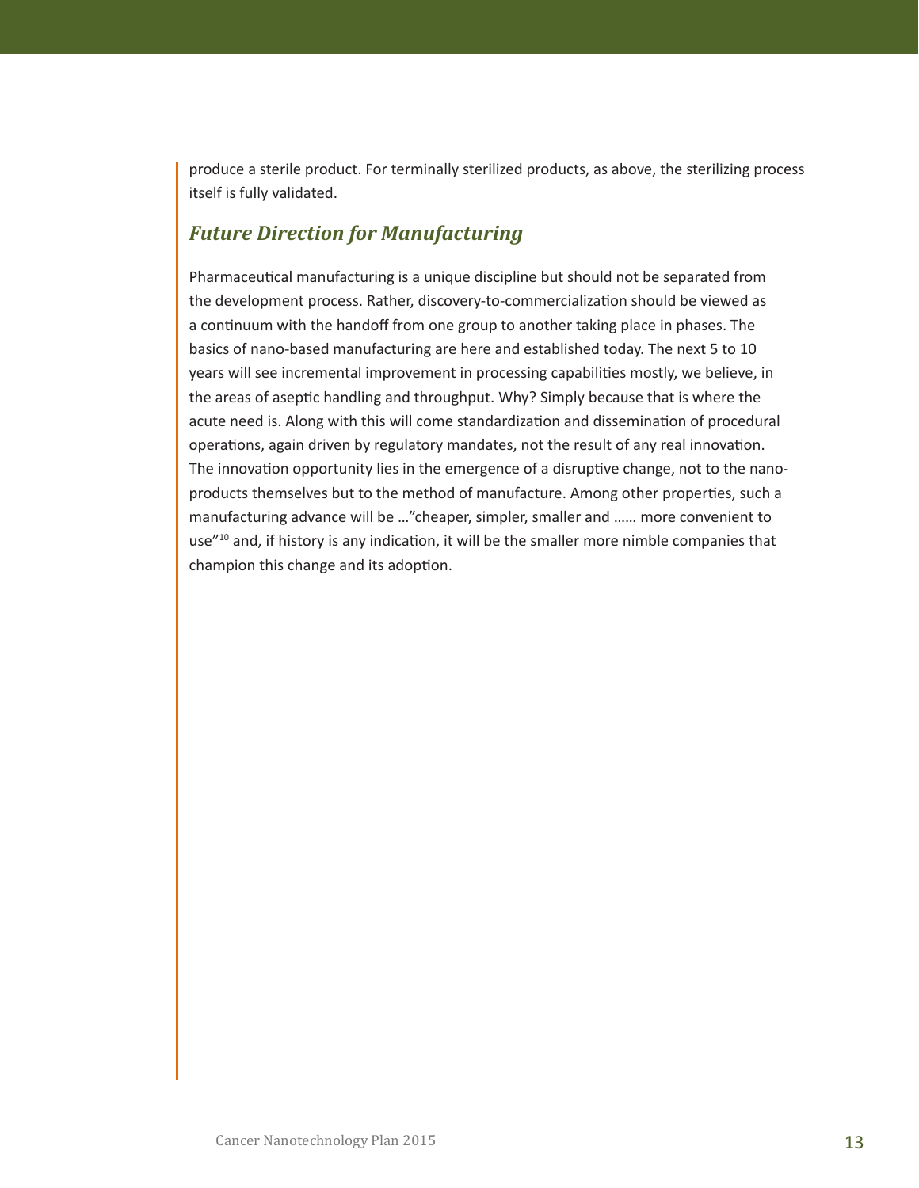produce a sterile product. For terminally sterilized products, as above, the sterilizing process itself is fully validated.

### *Future Direction for Manufacturing*

Pharmaceutical manufacturing is a unique discipline but should not be separated from the development process. Rather, discovery-to-commercialization should be viewed as a continuum with the handoff from one group to another taking place in phases. The basics of nano-based manufacturing are here and established today. The next 5 to 10 years will see incremental improvement in processing capabilities mostly, we believe, in the areas of aseptic handling and throughput. Why? Simply because that is where the acute need is. Along with this will come standardization and dissemination of procedural operations, again driven by regulatory mandates, not the result of any real innovation. The innovation opportunity lies in the emergence of a disruptive change, not to the nano-products themselves but to the method of manufacture. Among other properties, such a manufacturing advance will be …"cheaper, simpler, smaller and …… more convenient to use"[10] and, if history is any indication, it will be the smaller more nimble companies that champion this change and its adoption.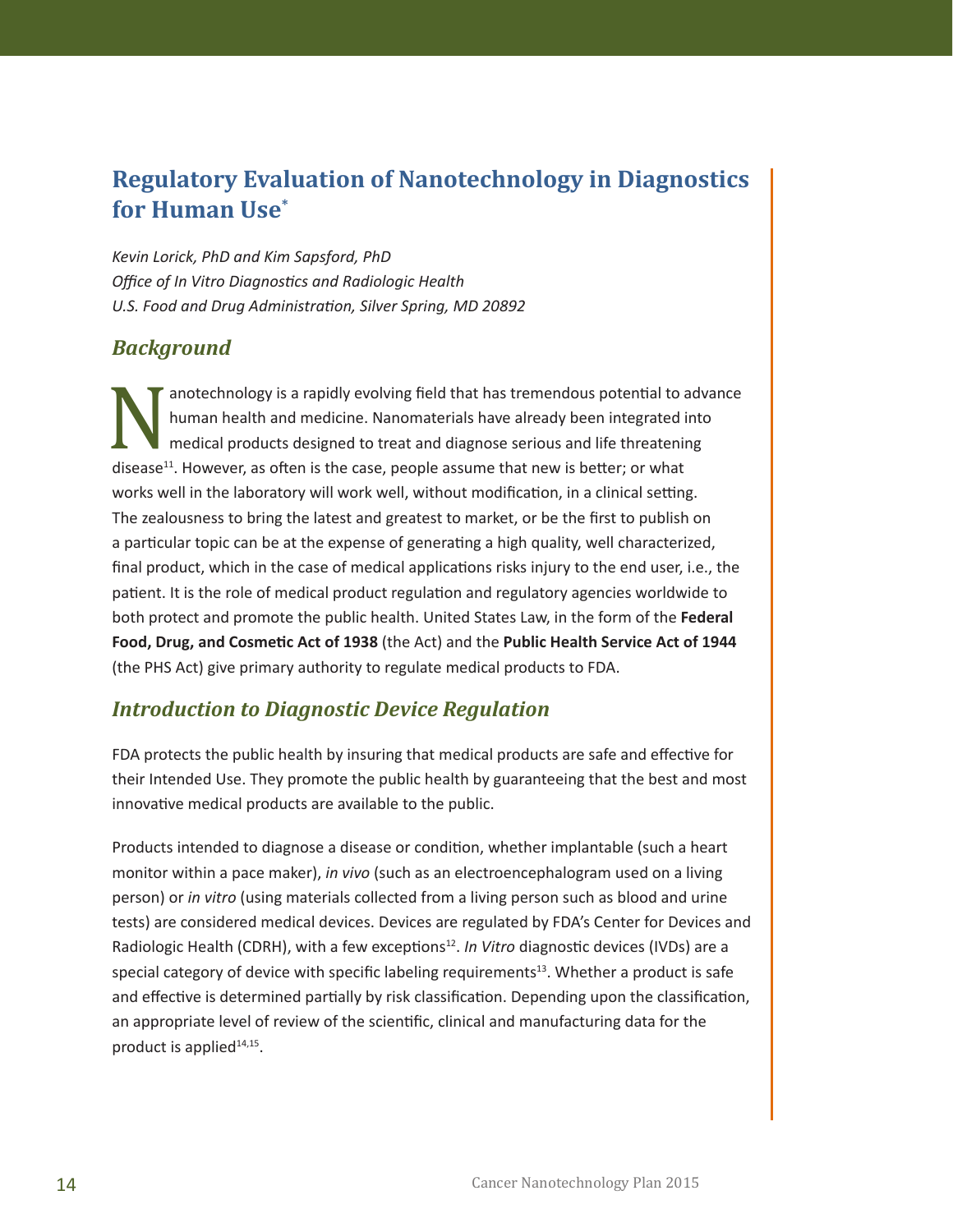## Regulatory Evaluation of Nanotechnology in Diagnostics for Human Use*

*Kevin Lorick, PhD and Kim Sapsford, PhD*
*Office of In Vitro Diagnostics and Radiologic Health*
*U.S. Food and Drug Administration, Silver Spring, MD 20892*

### *Background*

Nanotechnology is a rapidly evolving field that has tremendous potential to advance human health and medicine. Nanomaterials have already been integrated into medical products designed to treat and diagnose serious and life threatening disease[11]. However, as often is the case, people assume that new is better; or what works well in the laboratory will work well, without modification, in a clinical setting. The zealousness to bring the latest and greatest to market, or be the first to publish on a particular topic can be at the expense of generating a high quality, well characterized, final product, which in the case of medical applications risks injury to the end user, i.e., the patient. It is the role of medical product regulation and regulatory agencies worldwide to both protect and promote the public health. United States Law, in the form of the **Federal Food, Drug, and Cosmetic Act of 1938** (the Act) and the **Public Health Service Act of 1944** (the PHS Act) give primary authority to regulate medical products to FDA.

### *Introduction to Diagnostic Device Regulation*

FDA protects the public health by insuring that medical products are safe and effective for their Intended Use. They promote the public health by guaranteeing that the best and most innovative medical products are available to the public.

Products intended to diagnose a disease or condition, whether implantable (such a heart monitor within a pace maker), *in vivo* (such as an electroencephalogram used on a living person) or *in vitro* (using materials collected from a living person such as blood and urine tests) are considered medical devices. Devices are regulated by FDA's Center for Devices and Radiologic Health (CDRH), with a few exceptions[12]. *In Vitro* diagnostic devices (IVDs) are a special category of device with specific labeling requirements[13]. Whether a product is safe and effective is determined partially by risk classification. Depending upon the classification, an appropriate level of review of the scientific, clinical and manufacturing data for the product is applied[14,15].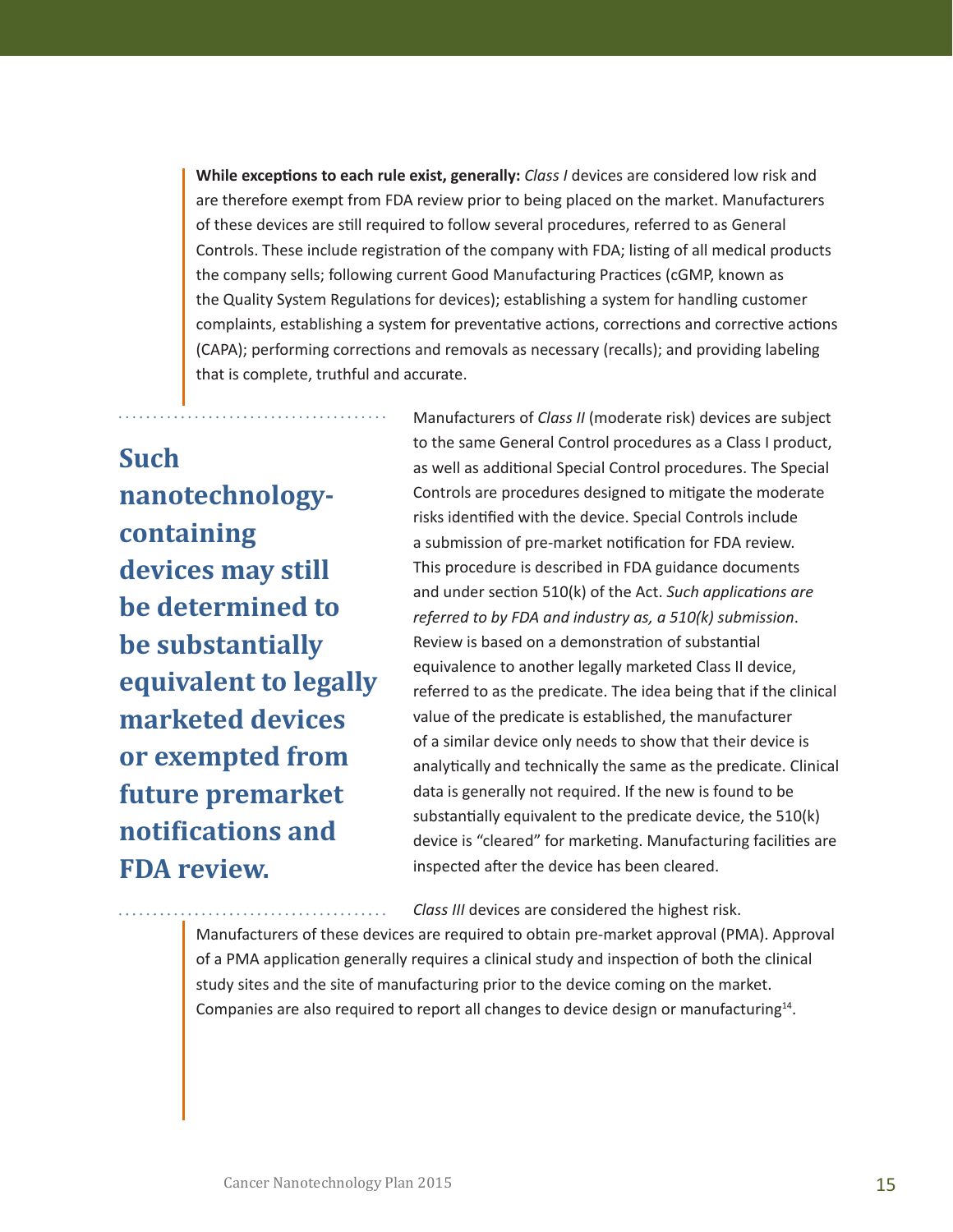**While exceptions to each rule exist, generally:** *Class I* devices are considered low risk and are therefore exempt from FDA review prior to being placed on the market. Manufacturers of these devices are still required to follow several procedures, referred to as General Controls. These include registration of the company with FDA; listing of all medical products the company sells; following current Good Manufacturing Practices (cGMP, known as the Quality System Regulations for devices); establishing a system for handling customer complaints, establishing a system for preventative actions, corrections and corrective actions (CAPA); performing corrections and removals as necessary (recalls); and providing labeling that is complete, truthful and accurate.

> **Such nanotechnology-containing devices may still be determined to be substantially equivalent to legally marketed devices or exempted from future premarket notifications and FDA review.**

Manufacturers of *Class II* (moderate risk) devices are subject to the same General Control procedures as a Class I product, as well as additional Special Control procedures. The Special Controls are procedures designed to mitigate the moderate risks identified with the device. Special Controls include a submission of pre-market notification for FDA review. This procedure is described in FDA guidance documents and under section 510(k) of the Act. *Such applications are referred to by FDA and industry as, a 510(k) submission*. Review is based on a demonstration of substantial equivalence to another legally marketed Class II device, referred to as the predicate. The idea being that if the clinical value of the predicate is established, the manufacturer of a similar device only needs to show that their device is analytically and technically the same as the predicate. Clinical data is generally not required. If the new is found to be substantially equivalent to the predicate device, the 510(k) device is "cleared" for marketing. Manufacturing facilities are inspected after the device has been cleared.

*Class III* devices are considered the highest risk. Manufacturers of these devices are required to obtain pre-market approval (PMA). Approval of a PMA application generally requires a clinical study and inspection of both the clinical study sites and the site of manufacturing prior to the device coming on the market. Companies are also required to report all changes to device design or manufacturing[14].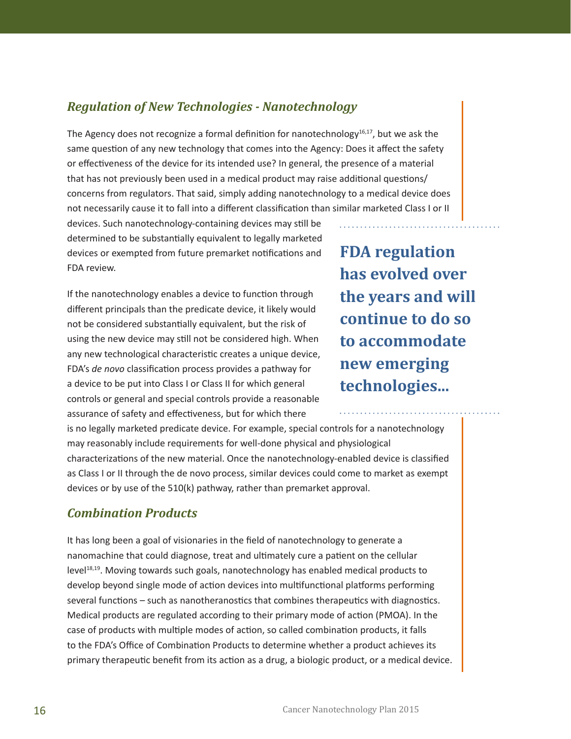## *Regulation of New Technologies - Nanotechnology*

The Agency does not recognize a formal definition for nanotechnology[16,17], but we ask the same question of any new technology that comes into the Agency: Does it affect the safety or effectiveness of the device for its intended use? In general, the presence of a material that has not previously been used in a medical product may raise additional questions/concerns from regulators. That said, simply adding nanotechnology to a medical device does not necessarily cause it to fall into a different classification than similar marketed Class I or II devices. Such nanotechnology-containing devices may still be determined to be substantially equivalent to legally marketed devices or exempted from future premarket notifications and FDA review.

If the nanotechnology enables a device to function through different principals than the predicate device, it likely would not be considered substantially equivalent, but the risk of using the new device may still not be considered high. When any new technological characteristic creates a unique device, FDA's *de novo* classification process provides a pathway for a device to be put into Class I or Class II for which general controls or general and special controls provide a reasonable assurance of safety and effectiveness, but for which there is no legally marketed predicate device. For example, special controls for a nanotechnology may reasonably include requirements for well-done physical and physiological characterizations of the new material. Once the nanotechnology-enabled device is classified as Class I or II through the de novo process, similar devices could come to market as exempt devices or by use of the 510(k) pathway, rather than premarket approval.

**FDA regulation has evolved over the years and will continue to do so to accommodate new emerging technologies...**

## *Combination Products*

It has long been a goal of visionaries in the field of nanotechnology to generate a nanomachine that could diagnose, treat and ultimately cure a patient on the cellular level[18,19]. Moving towards such goals, nanotechnology has enabled medical products to develop beyond single mode of action devices into multifunctional platforms performing several functions – such as nanotheranostics that combines therapeutics with diagnostics. Medical products are regulated according to their primary mode of action (PMOA). In the case of products with multiple modes of action, so called combination products, it falls to the FDA's Office of Combination Products to determine whether a product achieves its primary therapeutic benefit from its action as a drug, a biologic product, or a medical device.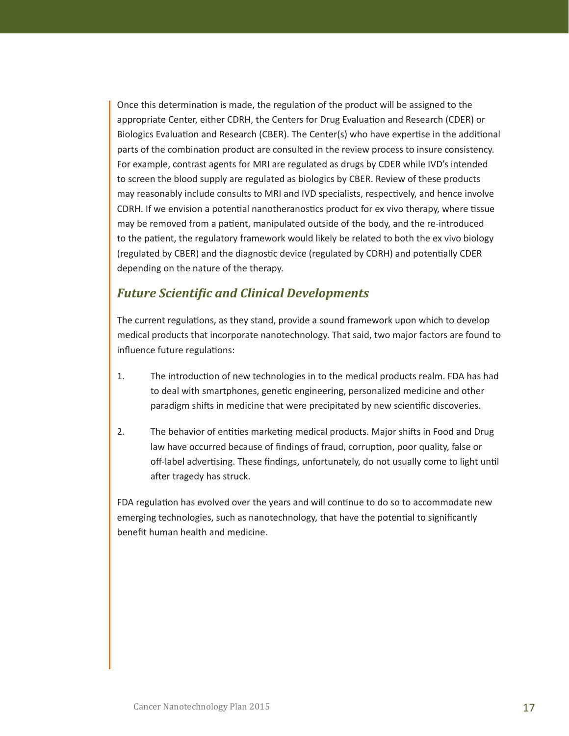Once this determination is made, the regulation of the product will be assigned to the appropriate Center, either CDRH, the Centers for Drug Evaluation and Research (CDER) or Biologics Evaluation and Research (CBER). The Center(s) who have expertise in the additional parts of the combination product are consulted in the review process to insure consistency. For example, contrast agents for MRI are regulated as drugs by CDER while IVD's intended to screen the blood supply are regulated as biologics by CBER. Review of these products may reasonably include consults to MRI and IVD specialists, respectively, and hence involve CDRH. If we envision a potential nanotheranostics product for ex vivo therapy, where tissue may be removed from a patient, manipulated outside of the body, and the re-introduced to the patient, the regulatory framework would likely be related to both the ex vivo biology (regulated by CBER) and the diagnostic device (regulated by CDRH) and potentially CDER depending on the nature of the therapy.

### *Future Scientific and Clinical Developments*

The current regulations, as they stand, provide a sound framework upon which to develop medical products that incorporate nanotechnology. That said, two major factors are found to influence future regulations:

1. The introduction of new technologies in to the medical products realm. FDA has had to deal with smartphones, genetic engineering, personalized medicine and other paradigm shifts in medicine that were precipitated by new scientific discoveries.

2. The behavior of entities marketing medical products. Major shifts in Food and Drug law have occurred because of findings of fraud, corruption, poor quality, false or off-label advertising. These findings, unfortunately, do not usually come to light until after tragedy has struck.

FDA regulation has evolved over the years and will continue to do so to accommodate new emerging technologies, such as nanotechnology, that have the potential to significantly benefit human health and medicine.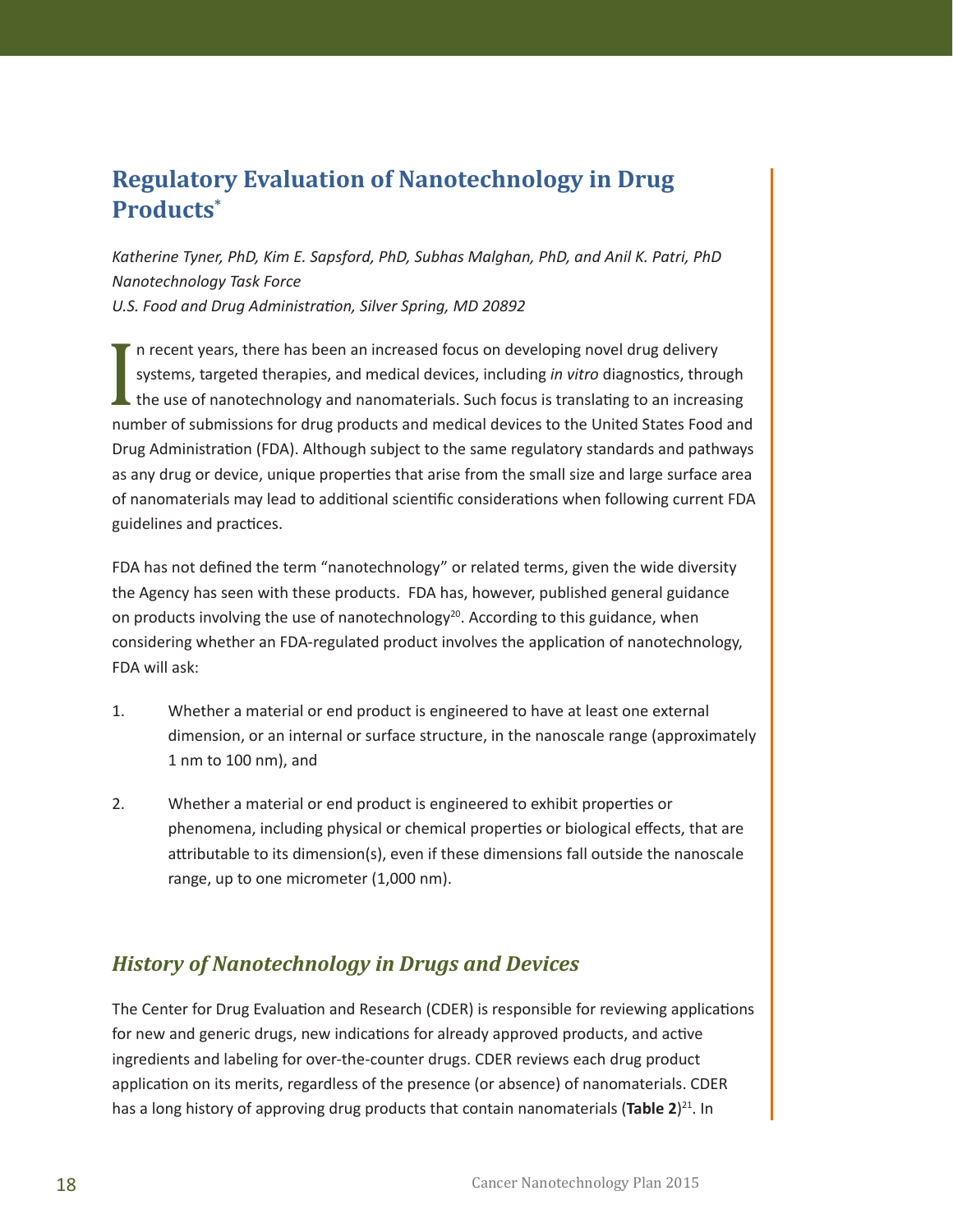## Regulatory Evaluation of Nanotechnology in Drug Products*

*Katherine Tyner, PhD, Kim E. Sapsford, PhD, Subhas Malghan, PhD, and Anil K. Patri, PhD*
*Nanotechnology Task Force*
*U.S. Food and Drug Administration, Silver Spring, MD 20892*

In recent years, there has been an increased focus on developing novel drug delivery systems, targeted therapies, and medical devices, including *in vitro* diagnostics, through the use of nanotechnology and nanomaterials. Such focus is translating to an increasing number of submissions for drug products and medical devices to the United States Food and Drug Administration (FDA). Although subject to the same regulatory standards and pathways as any drug or device, unique properties that arise from the small size and large surface area of nanomaterials may lead to additional scientific considerations when following current FDA guidelines and practices.

FDA has not defined the term "nanotechnology" or related terms, given the wide diversity the Agency has seen with these products. FDA has, however, published general guidance on products involving the use of nanotechnology[20]. According to this guidance, when considering whether an FDA-regulated product involves the application of nanotechnology, FDA will ask:

1. Whether a material or end product is engineered to have at least one external dimension, or an internal or surface structure, in the nanoscale range (approximately 1 nm to 100 nm), and

2. Whether a material or end product is engineered to exhibit properties or phenomena, including physical or chemical properties or biological effects, that are attributable to its dimension(s), even if these dimensions fall outside the nanoscale range, up to one micrometer (1,000 nm).

### *History of Nanotechnology in Drugs and Devices*

The Center for Drug Evaluation and Research (CDER) is responsible for reviewing applications for new and generic drugs, new indications for already approved products, and active ingredients and labeling for over-the-counter drugs. CDER reviews each drug product application on its merits, regardless of the presence (or absence) of nanomaterials. CDER has a long history of approving drug products that contain nanomaterials (**Table 2**)[21]. In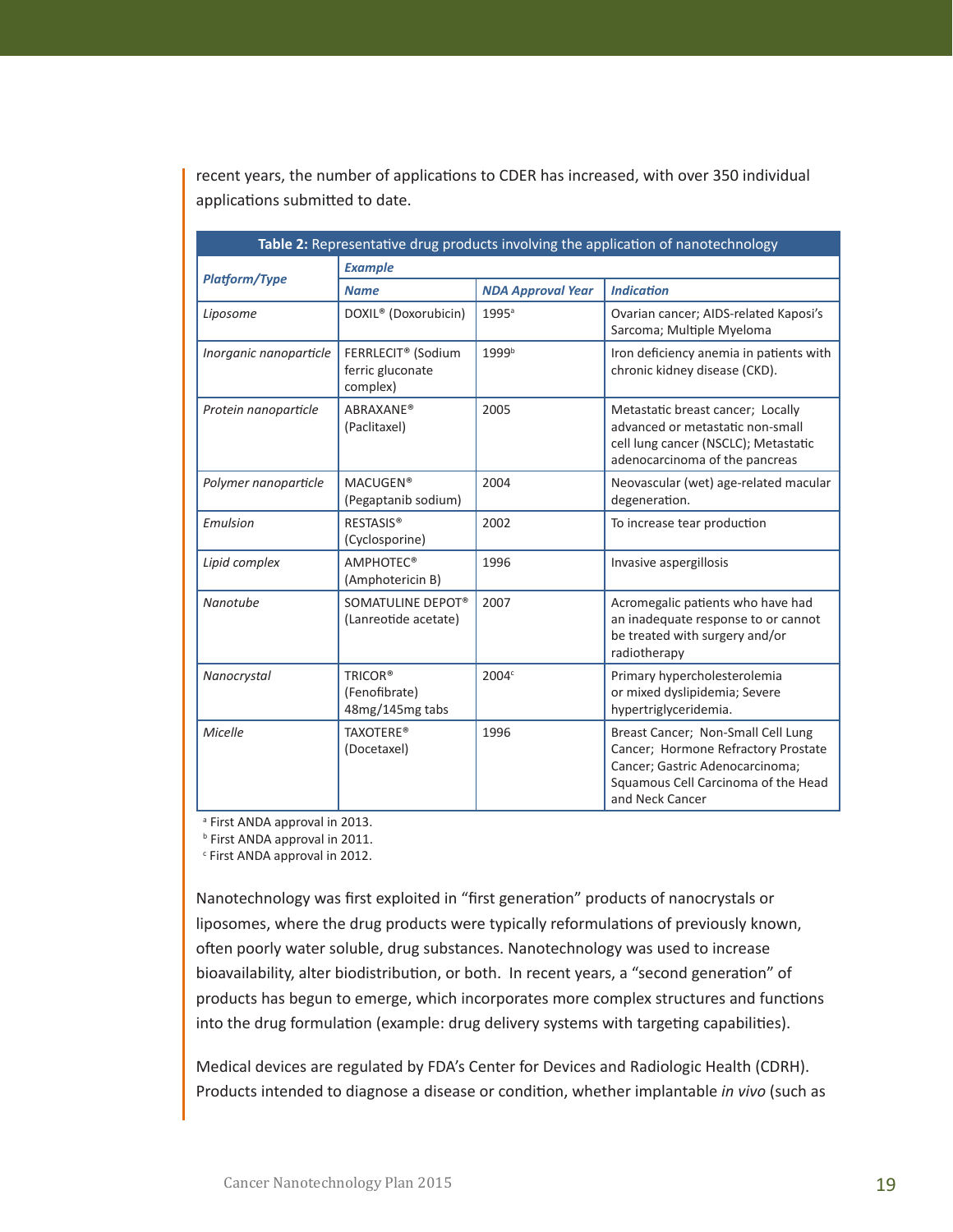recent years, the number of applications to CDER has increased, with over 350 individual applications submitted to date.

**Table 2:** Representative drug products involving the application of nanotechnology

| *Platform/Type* | *Example* | | |
|---|---|---|---|
| | ***Name*** | ***NDA Approval Year*** | ***Indication*** |
| *Liposome* | DOXIL® (Doxorubicin) | 1995[a] | Ovarian cancer; AIDS-related Kaposi's Sarcoma; Multiple Myeloma |
| *Inorganic nanoparticle* | FERRLECIT® (Sodium ferric gluconate complex) | 1999[b] | Iron deficiency anemia in patients with chronic kidney disease (CKD). |
| *Protein nanoparticle* | ABRAXANE® (Paclitaxel) | 2005 | Metastatic breast cancer; Locally advanced or metastatic non-small cell lung cancer (NSCLC); Metastatic adenocarcinoma of the pancreas |
| *Polymer nanoparticle* | MACUGEN® (Pegaptanib sodium) | 2004 | Neovascular (wet) age-related macular degeneration. |
| *Emulsion* | RESTASIS® (Cyclosporine) | 2002 | To increase tear production |
| *Lipid complex* | AMPHOTEC® (Amphotericin B) | 1996 | Invasive aspergillosis |
| *Nanotube* | SOMATULINE DEPOT® (Lanreotide acetate) | 2007 | Acromegalic patients who have had an inadequate response to or cannot be treated with surgery and/or radiotherapy |
| *Nanocrystal* | TRICOR® (Fenofibrate) 48mg/145mg tabs | 2004[c] | Primary hypercholesterolemia or mixed dyslipidemia; Severe hypertriglyceridemia. |
| *Micelle* | TAXOTERE® (Docetaxel) | 1996 | Breast Cancer; Non-Small Cell Lung Cancer; Hormone Refractory Prostate Cancer; Gastric Adenocarcinoma; Squamous Cell Carcinoma of the Head and Neck Cancer |

[a] First ANDA approval in 2013.
[b] First ANDA approval in 2011.
[c] First ANDA approval in 2012.

Nanotechnology was first exploited in "first generation" products of nanocrystals or liposomes, where the drug products were typically reformulations of previously known, often poorly water soluble, drug substances. Nanotechnology was used to increase bioavailability, alter biodistribution, or both. In recent years, a "second generation" of products has begun to emerge, which incorporates more complex structures and functions into the drug formulation (example: drug delivery systems with targeting capabilities).

Medical devices are regulated by FDA's Center for Devices and Radiologic Health (CDRH). Products intended to diagnose a disease or condition, whether implantable *in vivo* (such as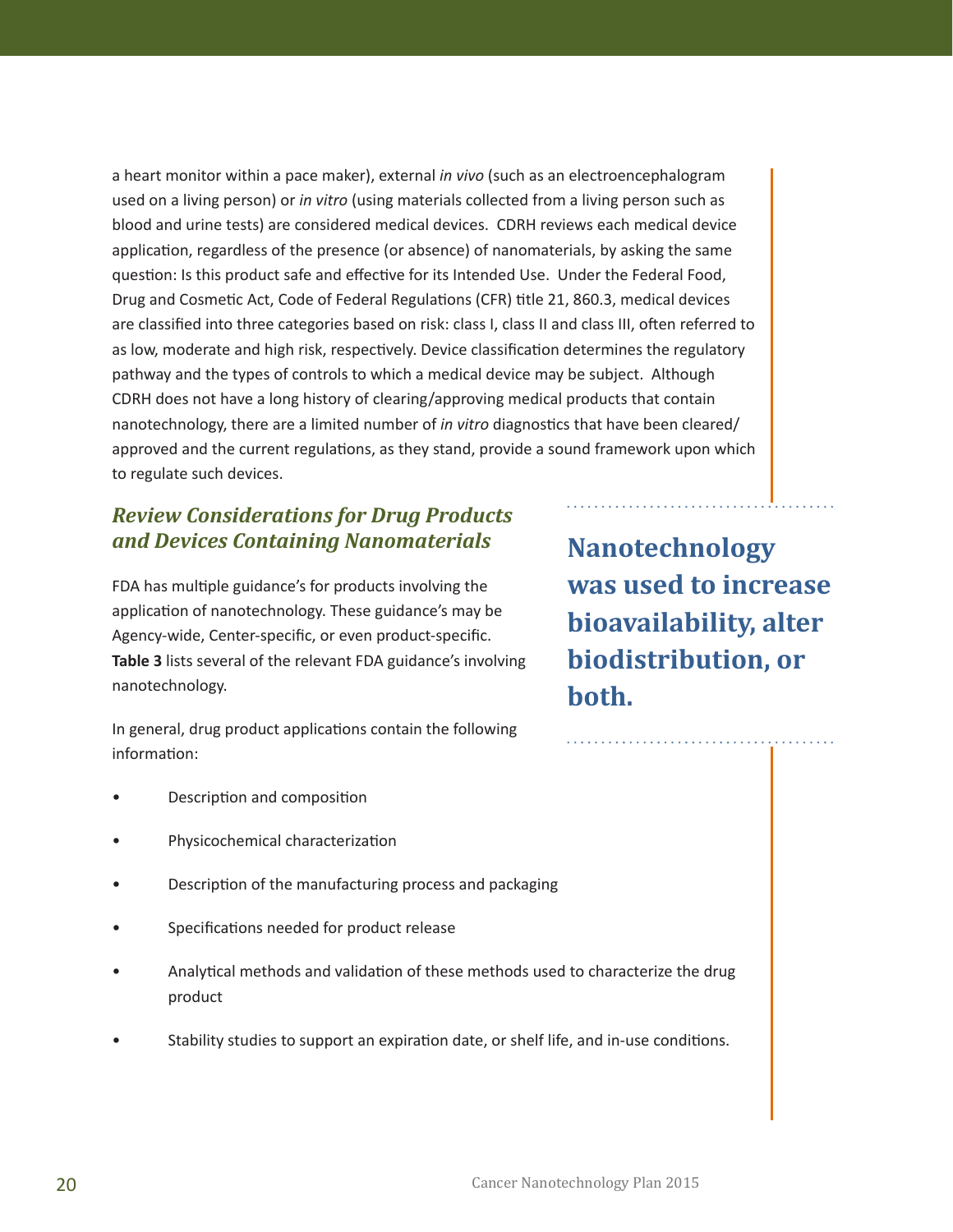a heart monitor within a pace maker), external *in vivo* (such as an electroencephalogram used on a living person) or *in vitro* (using materials collected from a living person such as blood and urine tests) are considered medical devices. CDRH reviews each medical device application, regardless of the presence (or absence) of nanomaterials, by asking the same question: Is this product safe and effective for its Intended Use. Under the Federal Food, Drug and Cosmetic Act, Code of Federal Regulations (CFR) title 21, 860.3, medical devices are classified into three categories based on risk: class I, class II and class III, often referred to as low, moderate and high risk, respectively. Device classification determines the regulatory pathway and the types of controls to which a medical device may be subject. Although CDRH does not have a long history of clearing/approving medical products that contain nanotechnology, there are a limited number of *in vitro* diagnostics that have been cleared/approved and the current regulations, as they stand, provide a sound framework upon which to regulate such devices.

### *Review Considerations for Drug Products and Devices Containing Nanomaterials*

FDA has multiple guidance's for products involving the application of nanotechnology. These guidance's may be Agency-wide, Center-specific, or even product-specific. **Table 3** lists several of the relevant FDA guidance's involving nanotechnology.

In general, drug product applications contain the following information:

- Description and composition
- Physicochemical characterization
- Description of the manufacturing process and packaging
- Specifications needed for product release
- Analytical methods and validation of these methods used to characterize the drug product
- Stability studies to support an expiration date, or shelf life, and in-use conditions.

**Nanotechnology was used to increase bioavailability, alter biodistribution, or both.**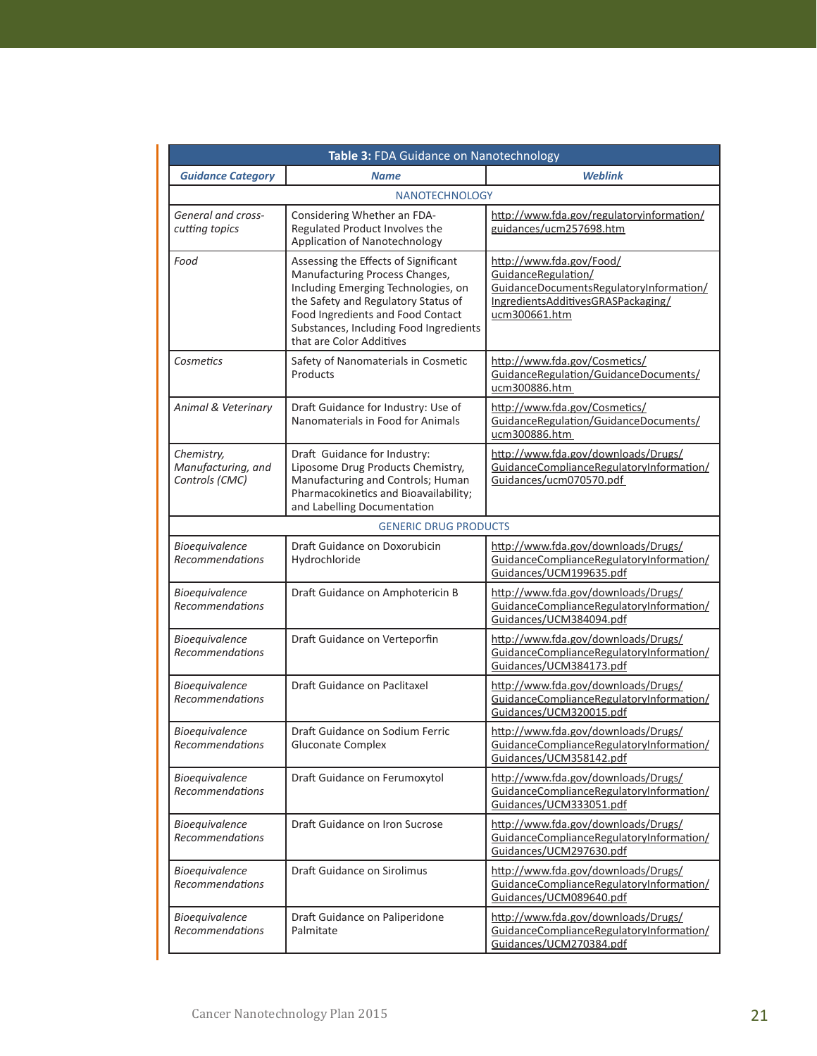| **Table 3:** FDA Guidance on Nanotechnology | | |
|---|---|---|
| ***Guidance Category*** | ***Name*** | ***Weblink*** |
| NANOTECHNOLOGY | | |
| *General and cross-cutting topics* | Considering Whether an FDA-Regulated Product Involves the Application of Nanotechnology | http://www.fda.gov/regulatoryinformation/guidances/ucm257698.htm |
| *Food* | Assessing the Effects of Significant Manufacturing Process Changes, Including Emerging Technologies, on the Safety and Regulatory Status of Food Ingredients and Food Contact Substances, Including Food Ingredients that are Color Additives | http://www.fda.gov/Food/GuidanceRegulation/GuidanceDocumentsRegulatoryInformation/IngredientsAdditivesGRASPackaging/ucm300661.htm |
| *Cosmetics* | Safety of Nanomaterials in Cosmetic Products | http://www.fda.gov/Cosmetics/GuidanceRegulation/GuidanceDocuments/ucm300886.htm |
| *Animal & Veterinary* | Draft Guidance for Industry: Use of Nanomaterials in Food for Animals | http://www.fda.gov/Cosmetics/GuidanceRegulation/GuidanceDocuments/ucm300886.htm |
| *Chemistry, Manufacturing, and Controls (CMC)* | Draft Guidance for Industry: Liposome Drug Products Chemistry, Manufacturing and Controls; Human Pharmacokinetics and Bioavailability; and Labelling Documentation | http://www.fda.gov/downloads/Drugs/GuidanceComplianceRegulatoryInformation/Guidances/ucm070570.pdf |
| GENERIC DRUG PRODUCTS | | |
| *Bioequivalence Recommendations* | Draft Guidance on Doxorubicin Hydrochloride | http://www.fda.gov/downloads/Drugs/GuidanceComplianceRegulatoryInformation/Guidances/UCM199635.pdf |
| *Bioequivalence Recommendations* | Draft Guidance on Amphotericin B | http://www.fda.gov/downloads/Drugs/GuidanceComplianceRegulatoryInformation/Guidances/UCM384094.pdf |
| *Bioequivalence Recommendations* | Draft Guidance on Verteporfin | http://www.fda.gov/downloads/Drugs/GuidanceComplianceRegulatoryInformation/Guidances/UCM384173.pdf |
| *Bioequivalence Recommendations* | Draft Guidance on Paclitaxel | http://www.fda.gov/downloads/Drugs/GuidanceComplianceRegulatoryInformation/Guidances/UCM320015.pdf |
| *Bioequivalence Recommendations* | Draft Guidance on Sodium Ferric Gluconate Complex | http://www.fda.gov/downloads/Drugs/GuidanceComplianceRegulatoryInformation/Guidances/UCM358142.pdf |
| *Bioequivalence Recommendations* | Draft Guidance on Ferumoxytol | http://www.fda.gov/downloads/Drugs/GuidanceComplianceRegulatoryInformation/Guidances/UCM333051.pdf |
| *Bioequivalence Recommendations* | Draft Guidance on Iron Sucrose | http://www.fda.gov/downloads/Drugs/GuidanceComplianceRegulatoryInformation/Guidances/UCM297630.pdf |
| *Bioequivalence Recommendations* | Draft Guidance on Sirolimus | http://www.fda.gov/downloads/Drugs/GuidanceComplianceRegulatoryInformation/Guidances/UCM089640.pdf |
| *Bioequivalence Recommendations* | Draft Guidance on Paliperidone Palmitate | http://www.fda.gov/downloads/Drugs/GuidanceComplianceRegulatoryInformation/Guidances/UCM270384.pdf |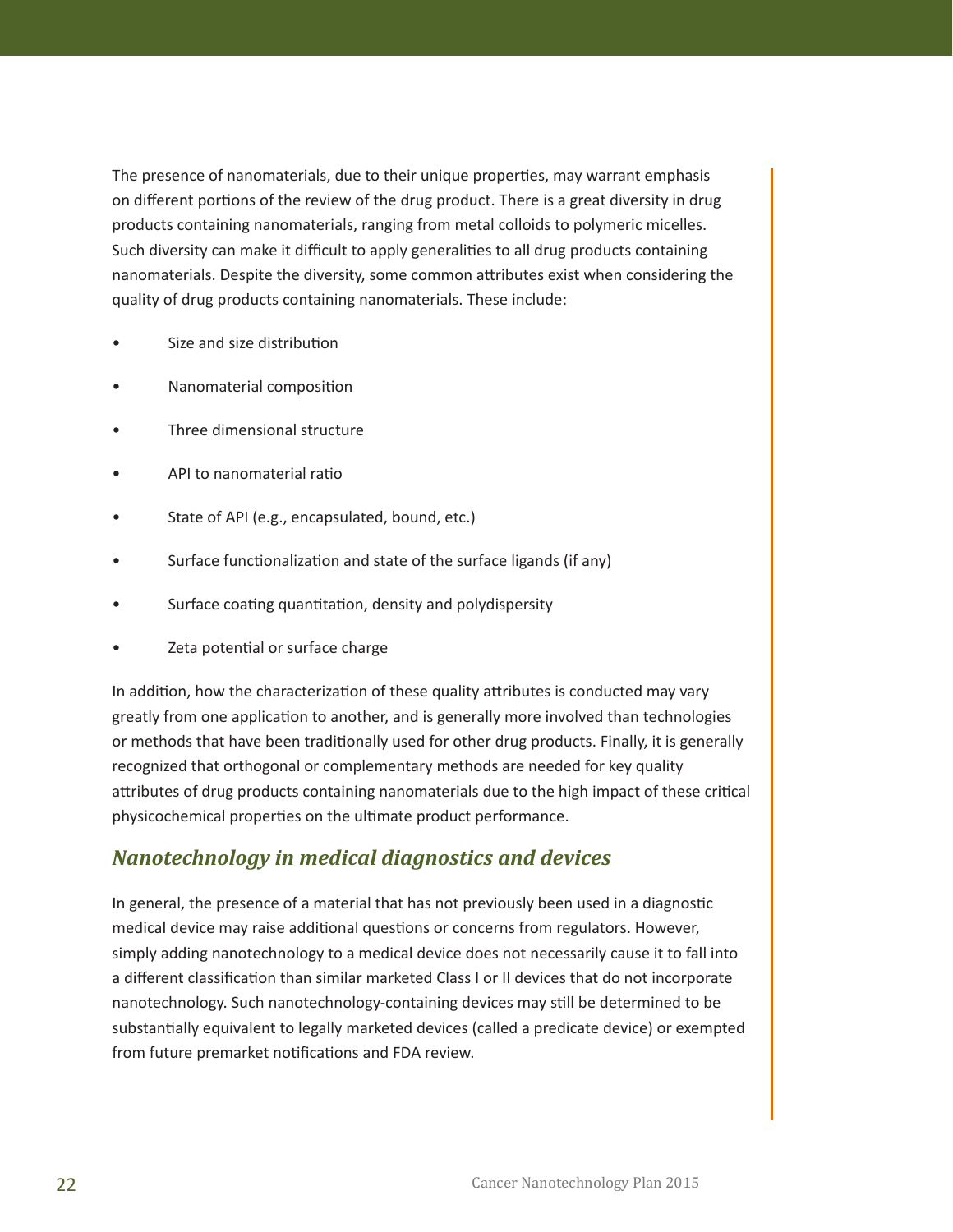The presence of nanomaterials, due to their unique properties, may warrant emphasis on different portions of the review of the drug product. There is a great diversity in drug products containing nanomaterials, ranging from metal colloids to polymeric micelles. Such diversity can make it difficult to apply generalities to all drug products containing nanomaterials. Despite the diversity, some common attributes exist when considering the quality of drug products containing nanomaterials. These include:

- Size and size distribution
- Nanomaterial composition
- Three dimensional structure
- API to nanomaterial ratio
- State of API (e.g., encapsulated, bound, etc.)
- Surface functionalization and state of the surface ligands (if any)
- Surface coating quantitation, density and polydispersity
- Zeta potential or surface charge

In addition, how the characterization of these quality attributes is conducted may vary greatly from one application to another, and is generally more involved than technologies or methods that have been traditionally used for other drug products. Finally, it is generally recognized that orthogonal or complementary methods are needed for key quality attributes of drug products containing nanomaterials due to the high impact of these critical physicochemical properties on the ultimate product performance.

### *Nanotechnology in medical diagnostics and devices*

In general, the presence of a material that has not previously been used in a diagnostic medical device may raise additional questions or concerns from regulators. However, simply adding nanotechnology to a medical device does not necessarily cause it to fall into a different classification than similar marketed Class I or II devices that do not incorporate nanotechnology. Such nanotechnology-containing devices may still be determined to be substantially equivalent to legally marketed devices (called a predicate device) or exempted from future premarket notifications and FDA review.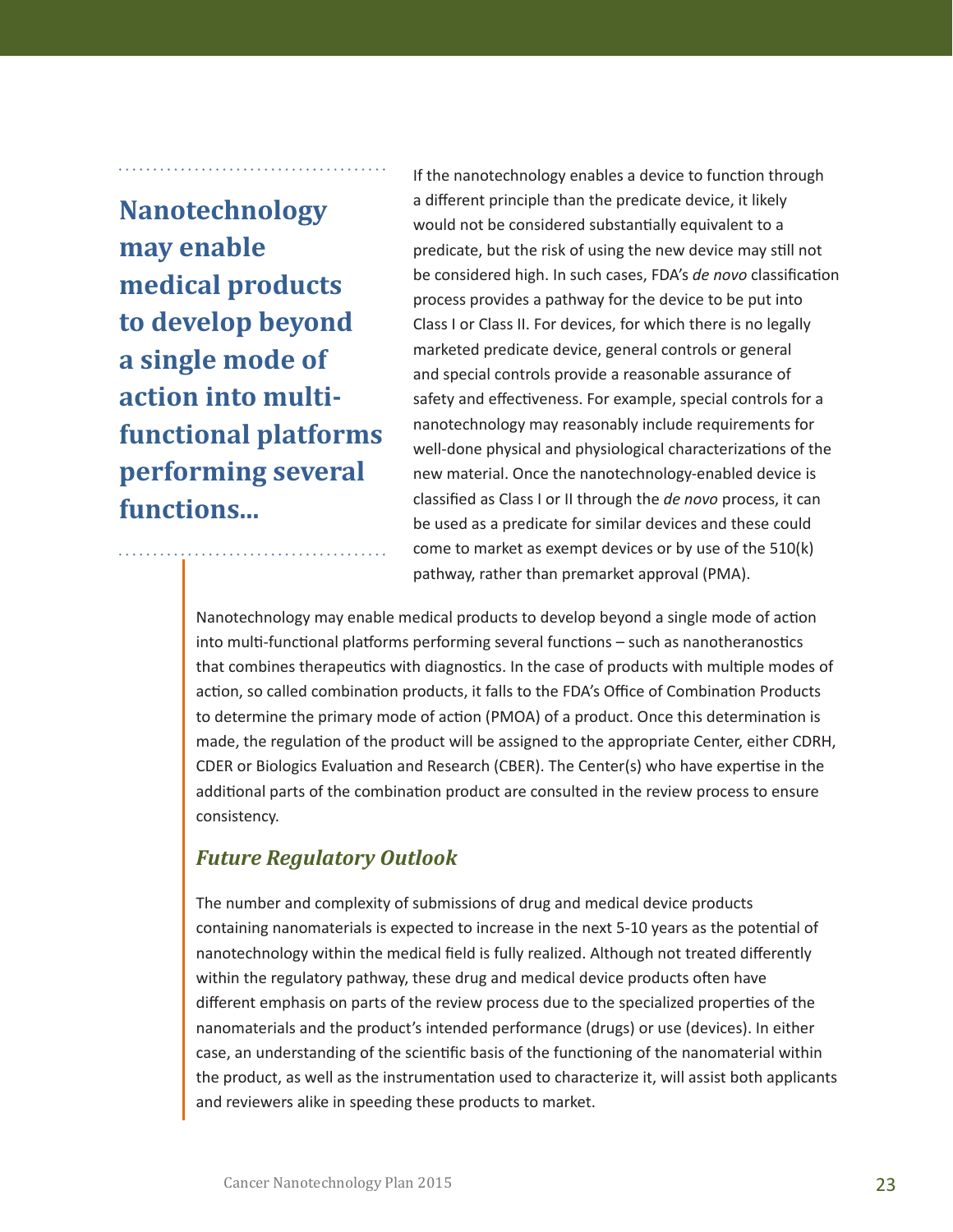> **Nanotechnology may enable medical products to develop beyond a single mode of action into multi-functional platforms performing several functions...**

If the nanotechnology enables a device to function through a different principle than the predicate device, it likely would not be considered substantially equivalent to a predicate, but the risk of using the new device may still not be considered high. In such cases, FDA's *de novo* classification process provides a pathway for the device to be put into Class I or Class II. For devices, for which there is no legally marketed predicate device, general controls or general and special controls provide a reasonable assurance of safety and effectiveness. For example, special controls for a nanotechnology may reasonably include requirements for well-done physical and physiological characterizations of the new material. Once the nanotechnology-enabled device is classified as Class I or II through the *de novo* process, it can be used as a predicate for similar devices and these could come to market as exempt devices or by use of the 510(k) pathway, rather than premarket approval (PMA).

Nanotechnology may enable medical products to develop beyond a single mode of action into multi-functional platforms performing several functions – such as nanotheranostics that combines therapeutics with diagnostics. In the case of products with multiple modes of action, so called combination products, it falls to the FDA's Office of Combination Products to determine the primary mode of action (PMOA) of a product. Once this determination is made, the regulation of the product will be assigned to the appropriate Center, either CDRH, CDER or Biologics Evaluation and Research (CBER). The Center(s) who have expertise in the additional parts of the combination product are consulted in the review process to ensure consistency.

### *Future Regulatory Outlook*

The number and complexity of submissions of drug and medical device products containing nanomaterials is expected to increase in the next 5-10 years as the potential of nanotechnology within the medical field is fully realized. Although not treated differently within the regulatory pathway, these drug and medical device products often have different emphasis on parts of the review process due to the specialized properties of the nanomaterials and the product's intended performance (drugs) or use (devices). In either case, an understanding of the scientific basis of the functioning of the nanomaterial within the product, as well as the instrumentation used to characterize it, will assist both applicants and reviewers alike in speeding these products to market.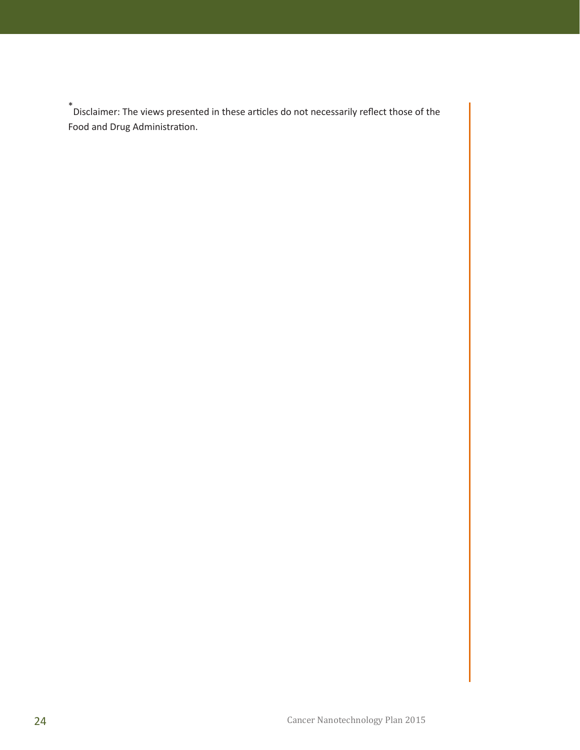* Disclaimer: The views presented in these articles do not necessarily reflect those of the Food and Drug Administration.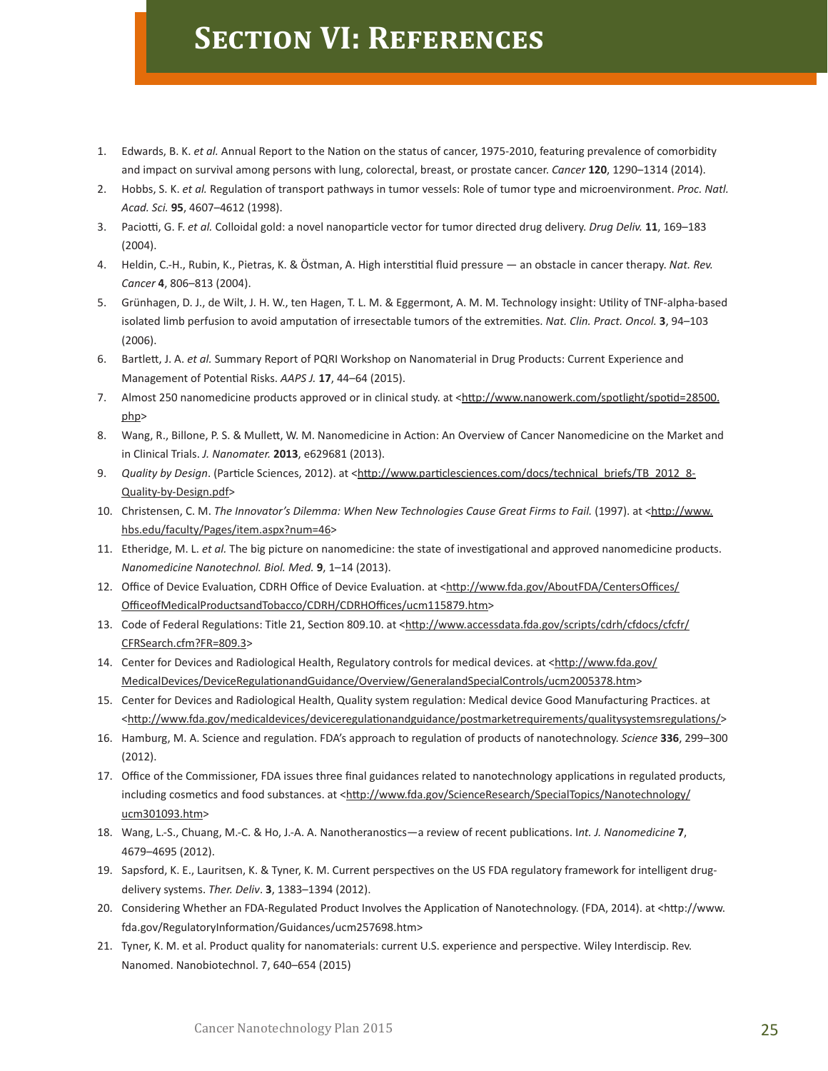# Section VI: References

1. Edwards, B. K. *et al.* Annual Report to the Nation on the status of cancer, 1975-2010, featuring prevalence of comorbidity and impact on survival among persons with lung, colorectal, breast, or prostate cancer. *Cancer* **120**, 1290–1314 (2014).
2. Hobbs, S. K. *et al.* Regulation of transport pathways in tumor vessels: Role of tumor type and microenvironment. *Proc. Natl. Acad. Sci.* **95**, 4607–4612 (1998).
3. Paciotti, G. F. *et al.* Colloidal gold: a novel nanoparticle vector for tumor directed drug delivery. *Drug Deliv.* **11**, 169–183 (2004).
4. Heldin, C.-H., Rubin, K., Pietras, K. & Östman, A. High interstitial fluid pressure — an obstacle in cancer therapy. *Nat. Rev. Cancer* **4**, 806–813 (2004).
5. Grünhagen, D. J., de Wilt, J. H. W., ten Hagen, T. L. M. & Eggermont, A. M. M. Technology insight: Utility of TNF-alpha-based isolated limb perfusion to avoid amputation of irresectable tumors of the extremities. *Nat. Clin. Pract. Oncol.* **3**, 94–103 (2006).
6. Bartlett, J. A. *et al.* Summary Report of PQRI Workshop on Nanomaterial in Drug Products: Current Experience and Management of Potential Risks. *AAPS J.* **17**, 44–64 (2015).
7. Almost 250 nanomedicine products approved or in clinical study. at <http://www.nanowerk.com/spotlight/spotid=28500.php>
8. Wang, R., Billone, P. S. & Mullett, W. M. Nanomedicine in Action: An Overview of Cancer Nanomedicine on the Market and in Clinical Trials. *J. Nanomater.* **2013**, e629681 (2013).
9. *Quality by Design*. (Particle Sciences, 2012). at <http://www.particlesciences.com/docs/technical_briefs/TB_2012_8-Quality-by-Design.pdf>
10. Christensen, C. M. *The Innovator's Dilemma: When New Technologies Cause Great Firms to Fail.* (1997). at <http://www.hbs.edu/faculty/Pages/item.aspx?num=46>
11. Etheridge, M. L. *et al.* The big picture on nanomedicine: the state of investigational and approved nanomedicine products. *Nanomedicine Nanotechnol. Biol. Med.* **9**, 1–14 (2013).
12. Office of Device Evaluation, CDRH Office of Device Evaluation. at <http://www.fda.gov/AboutFDA/CentersOffices/OfficeofMedicalProductsandTobacco/CDRH/CDRHOffices/ucm115879.htm>
13. Code of Federal Regulations: Title 21, Section 809.10. at <http://www.accessdata.fda.gov/scripts/cdrh/cfdocs/cfcfr/CFRSearch.cfm?FR=809.3>
14. Center for Devices and Radiological Health, Regulatory controls for medical devices. at <http://www.fda.gov/MedicalDevices/DeviceRegulationandGuidance/Overview/GeneralandSpecialControls/ucm2005378.htm>
15. Center for Devices and Radiological Health, Quality system regulation: Medical device Good Manufacturing Practices. at <http://www.fda.gov/medicaldevices/deviceregulationandguidance/postmarketrequirements/qualitysystemsregulations/>
16. Hamburg, M. A. Science and regulation. FDA's approach to regulation of products of nanotechnology. *Science* **336**, 299–300 (2012).
17. Office of the Commissioner, FDA issues three final guidances related to nanotechnology applications in regulated products, including cosmetics and food substances. at <http://www.fda.gov/ScienceResearch/SpecialTopics/Nanotechnology/ucm301093.htm>
18. Wang, L.-S., Chuang, M.-C. & Ho, J.-A. A. Nanotheranostics—a review of recent publications. I*nt. J. Nanomedicine* **7**, 4679–4695 (2012).
19. Sapsford, K. E., Lauritsen, K. & Tyner, K. M. Current perspectives on the US FDA regulatory framework for intelligent drug-delivery systems. *Ther. Deliv*. **3**, 1383–1394 (2012).
20. Considering Whether an FDA-Regulated Product Involves the Application of Nanotechnology. (FDA, 2014). at <http://www.fda.gov/RegulatoryInformation/Guidances/ucm257698.htm>
21. Tyner, K. M. et al. Product quality for nanomaterials: current U.S. experience and perspective. Wiley Interdiscip. Rev. Nanomed. Nanobiotechnol. 7, 640–654 (2015)